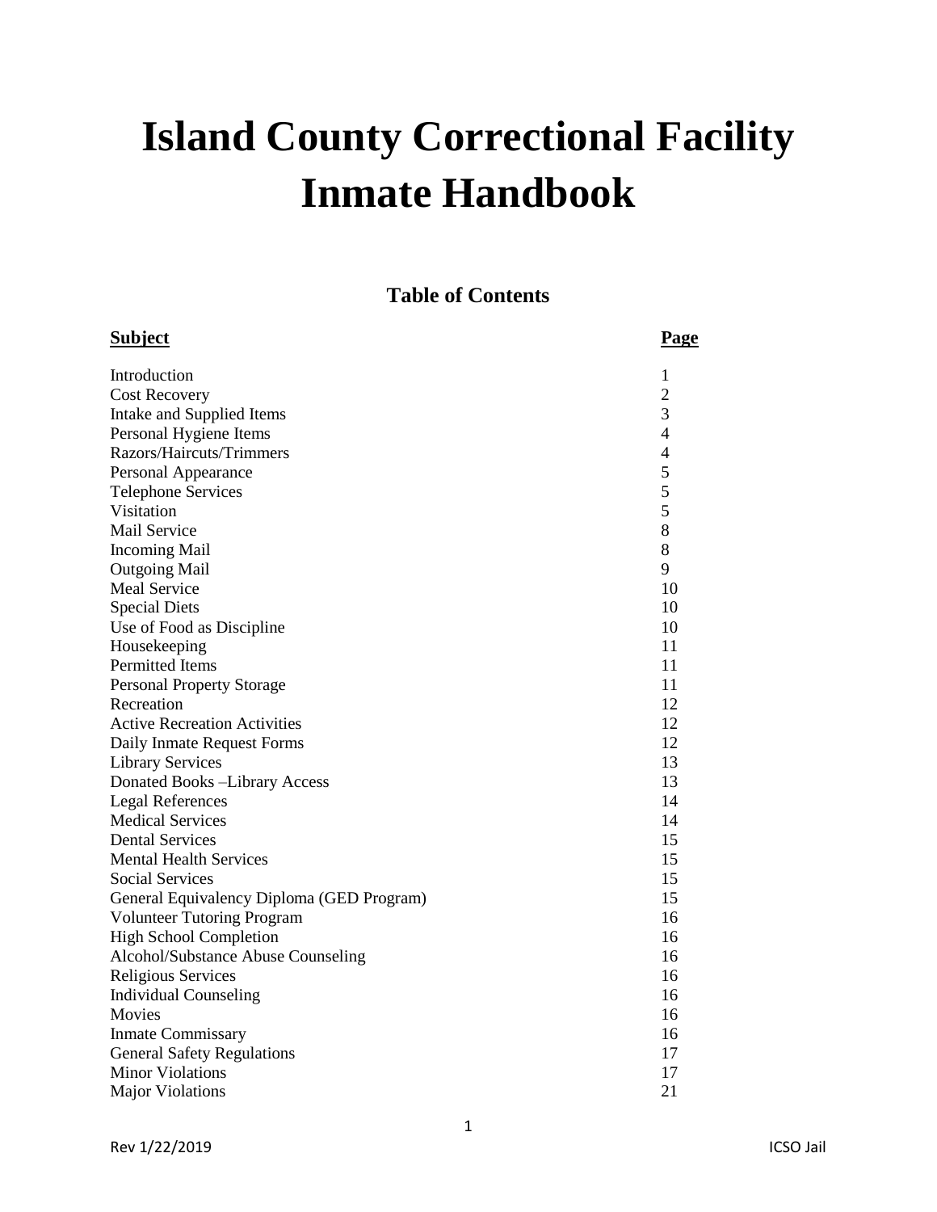# Island County Correctional Facility Inmate Handbook

## Table of Contents

| Subject | Page |
|---|---|
| Introduction | 1 |
| Cost Recovery | 2 |
| Intake and Supplied Items | 3 |
| Personal Hygiene Items | 4 |
| Razors/Haircuts/Trimmers | 4 |
| Personal Appearance | 5 |
| Telephone Services | 5 |
| Visitation | 5 |
| Mail Service | 8 |
| Incoming Mail | 8 |
| Outgoing Mail | 9 |
| Meal Service | 10 |
| Special Diets | 10 |
| Use of Food as Discipline | 10 |
| Housekeeping | 11 |
| Permitted Items | 11 |
| Personal Property Storage | 11 |
| Recreation | 12 |
| Active Recreation Activities | 12 |
| Daily Inmate Request Forms | 12 |
| Library Services | 13 |
| Donated Books –Library Access | 13 |
| Legal References | 14 |
| Medical Services | 14 |
| Dental Services | 15 |
| Mental Health Services | 15 |
| Social Services | 15 |
| General Equivalency Diploma (GED Program) | 15 |
| Volunteer Tutoring Program | 16 |
| High School Completion | 16 |
| Alcohol/Substance Abuse Counseling | 16 |
| Religious Services | 16 |
| Individual Counseling | 16 |
| Movies | 16 |
| Inmate Commissary | 16 |
| General Safety Regulations | 17 |
| Minor Violations | 17 |
| Major Violations | 21 |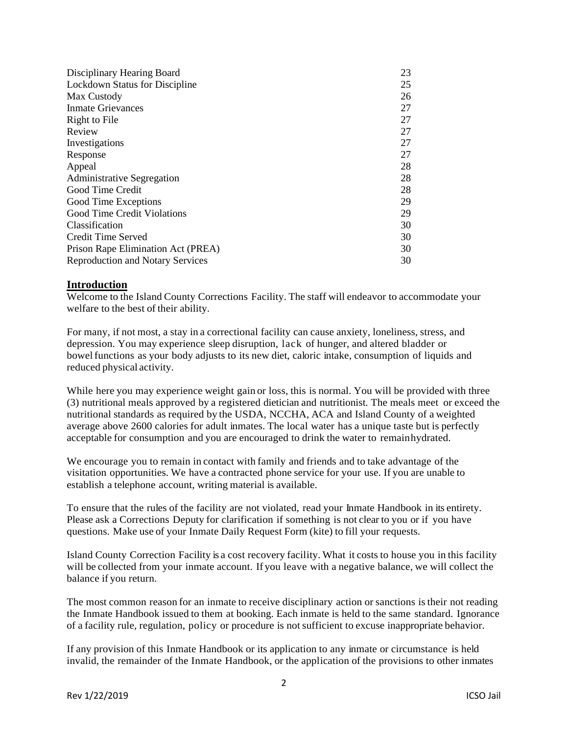| | |
|---|---|
| Disciplinary Hearing Board | 23 |
| Lockdown Status for Discipline | 25 |
| Max Custody | 26 |
| Inmate Grievances | 27 |
| Right to File | 27 |
| Review | 27 |
| Investigations | 27 |
| Response | 27 |
| Appeal | 28 |
| Administrative Segregation | 28 |
| Good Time Credit | 28 |
| Good Time Exceptions | 29 |
| Good Time Credit Violations | 29 |
| Classification | 30 |
| Credit Time Served | 30 |
| Prison Rape Elimination Act (PREA) | 30 |
| Reproduction and Notary Services | 30 |

## Introduction

Welcome to the Island County Corrections Facility. The staff will endeavor to accommodate your welfare to the best of their ability.

For many, if not most, a stay in a correctional facility can cause anxiety, loneliness, stress, and depression. You may experience sleep disruption, lack of hunger, and altered bladder or bowel functions as your body adjusts to its new diet, caloric intake, consumption of liquids and reduced physical activity.

While here you may experience weight gain or loss, this is normal. You will be provided with three (3) nutritional meals approved by a registered dietician and nutritionist. The meals meet or exceed the nutritional standards as required by the USDA, NCCHA, ACA and Island County of a weighted average above 2600 calories for adult inmates. The local water has a unique taste but is perfectly acceptable for consumption and you are encouraged to drink the water to remain hydrated.

We encourage you to remain in contact with family and friends and to take advantage of the visitation opportunities. We have a contracted phone service for your use. If you are unable to establish a telephone account, writing material is available.

To ensure that the rules of the facility are not violated, read your Inmate Handbook in its entirety. Please ask a Corrections Deputy for clarification if something is not clear to you or if you have questions. Make use of your Inmate Daily Request Form (kite) to fill your requests.

Island County Correction Facility is a cost recovery facility. What it costs to house you in this facility will be collected from your inmate account. If you leave with a negative balance, we will collect the balance if you return.

The most common reason for an inmate to receive disciplinary action or sanctions is their not reading the Inmate Handbook issued to them at booking. Each inmate is held to the same standard. Ignorance of a facility rule, regulation, policy or procedure is not sufficient to excuse inappropriate behavior.

If any provision of this Inmate Handbook or its application to any inmate or circumstance is held invalid, the remainder of the Inmate Handbook, or the application of the provisions to other inmates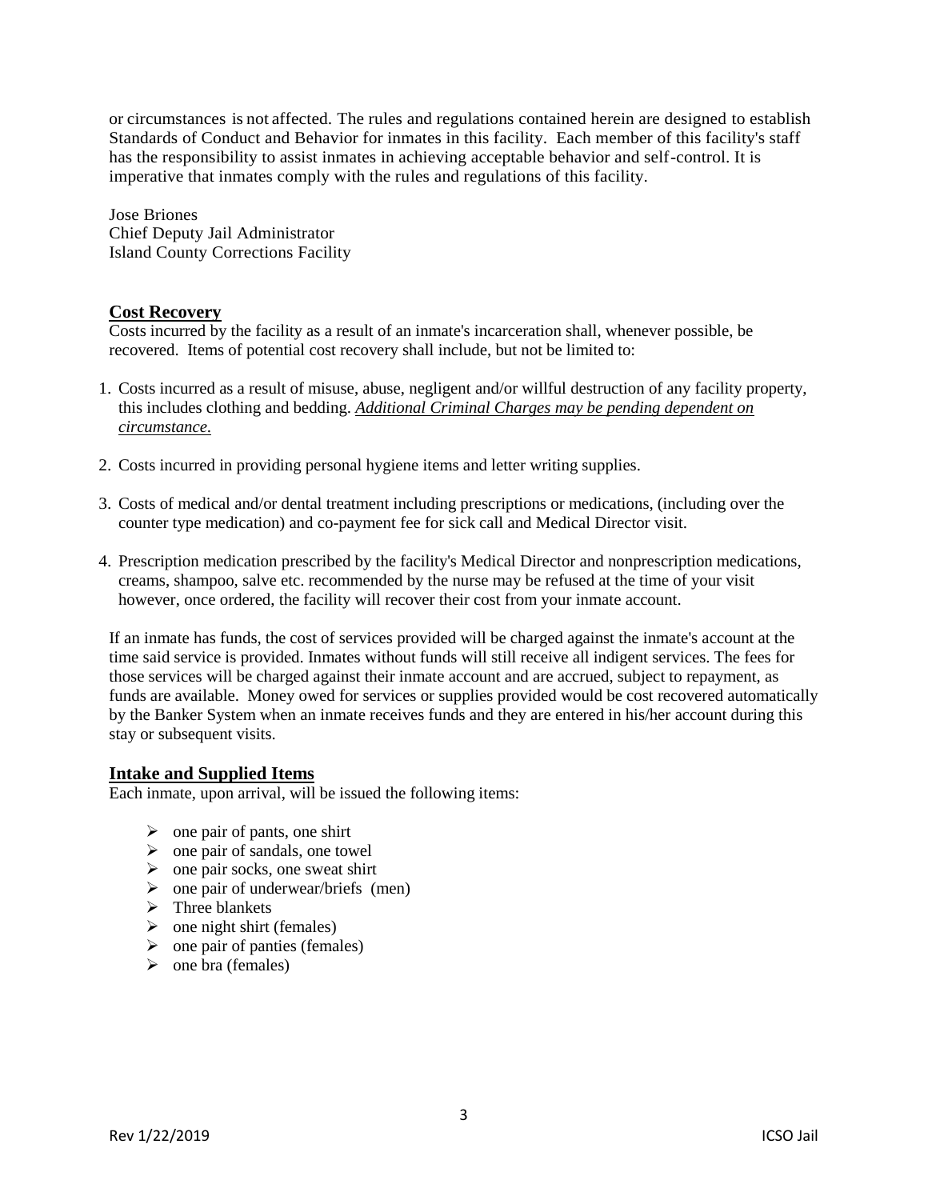or circumstances is not affected. The rules and regulations contained herein are designed to establish Standards of Conduct and Behavior for inmates in this facility. Each member of this facility's staff has the responsibility to assist inmates in achieving acceptable behavior and self-control. It is imperative that inmates comply with the rules and regulations of this facility.

Jose Briones
Chief Deputy Jail Administrator
Island County Corrections Facility

## Cost Recovery

Costs incurred by the facility as a result of an inmate's incarceration shall, whenever possible, be recovered. Items of potential cost recovery shall include, but not be limited to:

1. Costs incurred as a result of misuse, abuse, negligent and/or willful destruction of any facility property, this includes clothing and bedding. *Additional Criminal Charges may be pending dependent on circumstance.*

2. Costs incurred in providing personal hygiene items and letter writing supplies.

3. Costs of medical and/or dental treatment including prescriptions or medications, (including over the counter type medication) and co-payment fee for sick call and Medical Director visit.

4. Prescription medication prescribed by the facility's Medical Director and nonprescription medications, creams, shampoo, salve etc. recommended by the nurse may be refused at the time of your visit however, once ordered, the facility will recover their cost from your inmate account.

If an inmate has funds, the cost of services provided will be charged against the inmate's account at the time said service is provided. Inmates without funds will still receive all indigent services. The fees for those services will be charged against their inmate account and are accrued, subject to repayment, as funds are available. Money owed for services or supplies provided would be cost recovered automatically by the Banker System when an inmate receives funds and they are entered in his/her account during this stay or subsequent visits.

## Intake and Supplied Items

Each inmate, upon arrival, will be issued the following items:

- one pair of pants, one shirt
- one pair of sandals, one towel
- one pair socks, one sweat shirt
- one pair of underwear/briefs (men)
- Three blankets
- one night shirt (females)
- one pair of panties (females)
- one bra (females)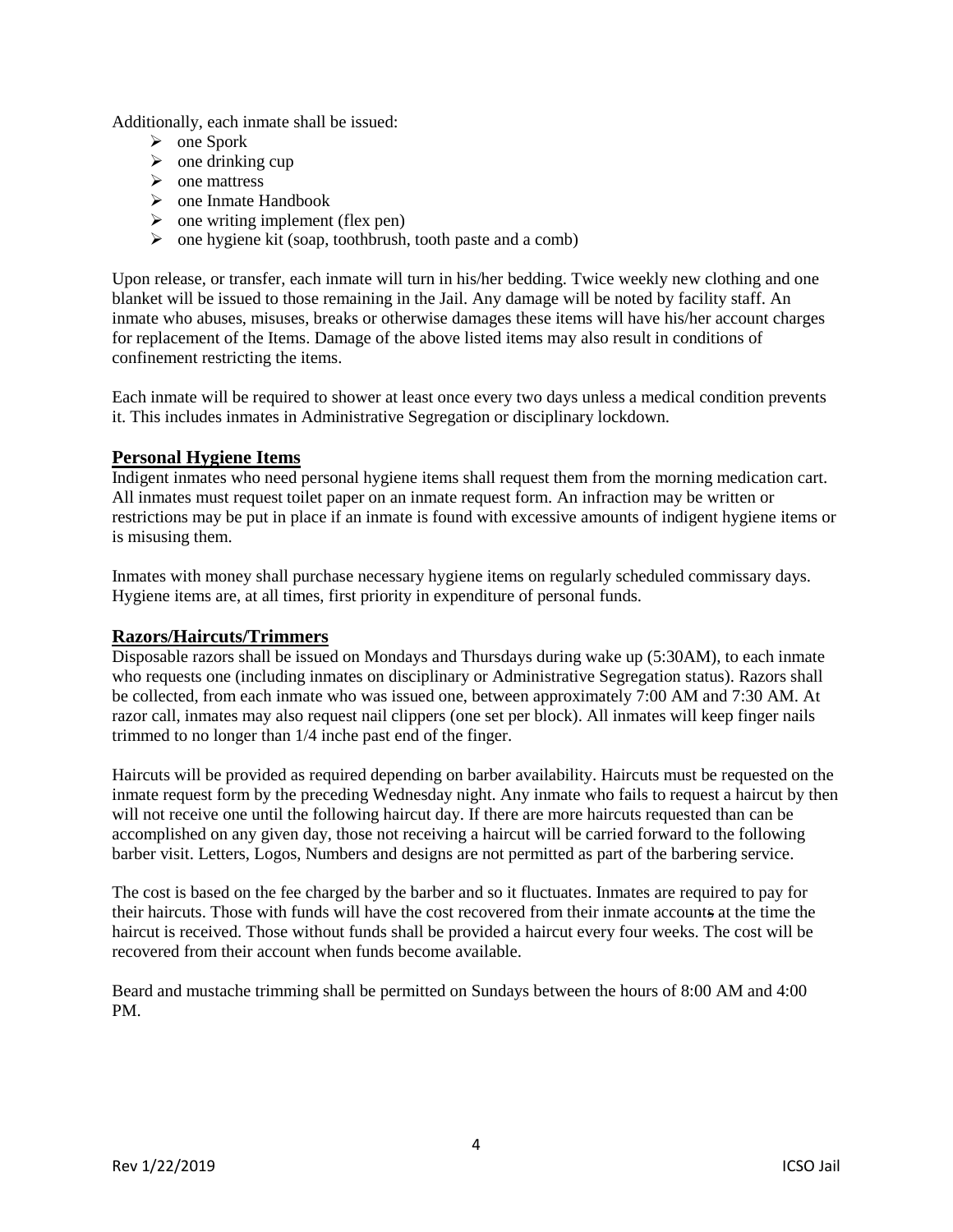Additionally, each inmate shall be issued:

- one Spork
- one drinking cup
- one mattress
- one Inmate Handbook
- one writing implement (flex pen)
- one hygiene kit (soap, toothbrush, tooth paste and a comb)

Upon release, or transfer, each inmate will turn in his/her bedding. Twice weekly new clothing and one blanket will be issued to those remaining in the Jail. Any damage will be noted by facility staff. An inmate who abuses, misuses, breaks or otherwise damages these items will have his/her account charges for replacement of the Items. Damage of the above listed items may also result in conditions of confinement restricting the items.

Each inmate will be required to shower at least once every two days unless a medical condition prevents it. This includes inmates in Administrative Segregation or disciplinary lockdown.

## Personal Hygiene Items

Indigent inmates who need personal hygiene items shall request them from the morning medication cart. All inmates must request toilet paper on an inmate request form. An infraction may be written or restrictions may be put in place if an inmate is found with excessive amounts of indigent hygiene items or is misusing them.

Inmates with money shall purchase necessary hygiene items on regularly scheduled commissary days. Hygiene items are, at all times, first priority in expenditure of personal funds.

## Razors/Haircuts/Trimmers

Disposable razors shall be issued on Mondays and Thursdays during wake up (5:30AM), to each inmate who requests one (including inmates on disciplinary or Administrative Segregation status). Razors shall be collected, from each inmate who was issued one, between approximately 7:00 AM and 7:30 AM. At razor call, inmates may also request nail clippers (one set per block). All inmates will keep finger nails trimmed to no longer than 1/4 inche past end of the finger.

Haircuts will be provided as required depending on barber availability. Haircuts must be requested on the inmate request form by the preceding Wednesday night. Any inmate who fails to request a haircut by then will not receive one until the following haircut day. If there are more haircuts requested than can be accomplished on any given day, those not receiving a haircut will be carried forward to the following barber visit. Letters, Logos, Numbers and designs are not permitted as part of the barbering service.

The cost is based on the fee charged by the barber and so it fluctuates. Inmates are required to pay for their haircuts. Those with funds will have the cost recovered from their inmate account ~~s~~ at the time the haircut is received. Those without funds shall be provided a haircut every four weeks. The cost will be recovered from their account when funds become available.

Beard and mustache trimming shall be permitted on Sundays between the hours of 8:00 AM and 4:00 PM.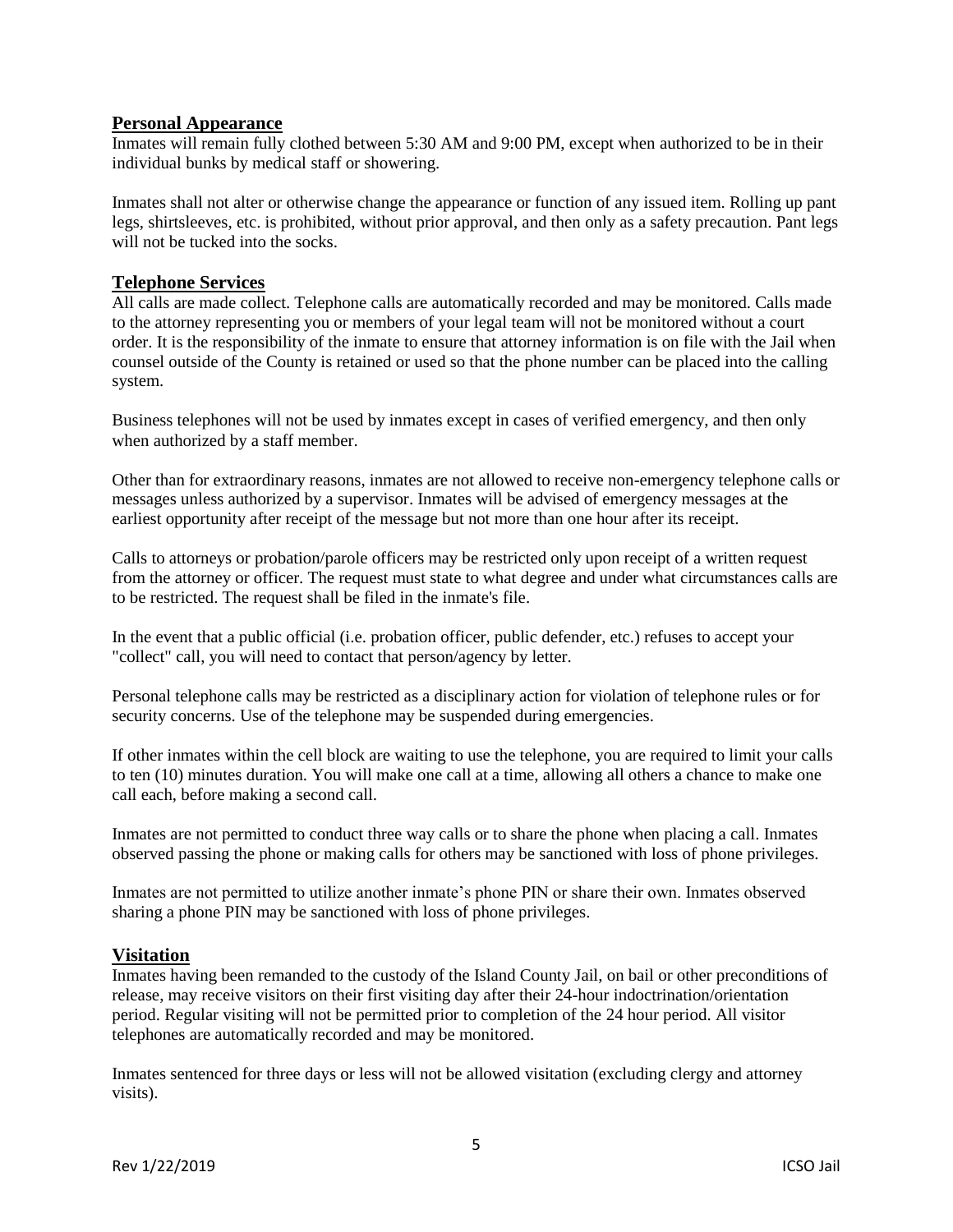## Personal Appearance

Inmates will remain fully clothed between 5:30 AM and 9:00 PM, except when authorized to be in their individual bunks by medical staff or showering.

Inmates shall not alter or otherwise change the appearance or function of any issued item. Rolling up pant legs, shirtsleeves, etc. is prohibited, without prior approval, and then only as a safety precaution. Pant legs will not be tucked into the socks.

## Telephone Services

All calls are made collect. Telephone calls are automatically recorded and may be monitored. Calls made to the attorney representing you or members of your legal team will not be monitored without a court order. It is the responsibility of the inmate to ensure that attorney information is on file with the Jail when counsel outside of the County is retained or used so that the phone number can be placed into the calling system.

Business telephones will not be used by inmates except in cases of verified emergency, and then only when authorized by a staff member.

Other than for extraordinary reasons, inmates are not allowed to receive non-emergency telephone calls or messages unless authorized by a supervisor. Inmates will be advised of emergency messages at the earliest opportunity after receipt of the message but not more than one hour after its receipt.

Calls to attorneys or probation/parole officers may be restricted only upon receipt of a written request from the attorney or officer. The request must state to what degree and under what circumstances calls are to be restricted. The request shall be filed in the inmate's file.

In the event that a public official (i.e. probation officer, public defender, etc.) refuses to accept your "collect" call, you will need to contact that person/agency by letter.

Personal telephone calls may be restricted as a disciplinary action for violation of telephone rules or for security concerns. Use of the telephone may be suspended during emergencies.

If other inmates within the cell block are waiting to use the telephone, you are required to limit your calls to ten (10) minutes duration. You will make one call at a time, allowing all others a chance to make one call each, before making a second call.

Inmates are not permitted to conduct three way calls or to share the phone when placing a call. Inmates observed passing the phone or making calls for others may be sanctioned with loss of phone privileges.

Inmates are not permitted to utilize another inmate's phone PIN or share their own. Inmates observed sharing a phone PIN may be sanctioned with loss of phone privileges.

## Visitation

Inmates having been remanded to the custody of the Island County Jail, on bail or other preconditions of release, may receive visitors on their first visiting day after their 24-hour indoctrination/orientation period. Regular visiting will not be permitted prior to completion of the 24 hour period. All visitor telephones are automatically recorded and may be monitored.

Inmates sentenced for three days or less will not be allowed visitation (excluding clergy and attorney visits).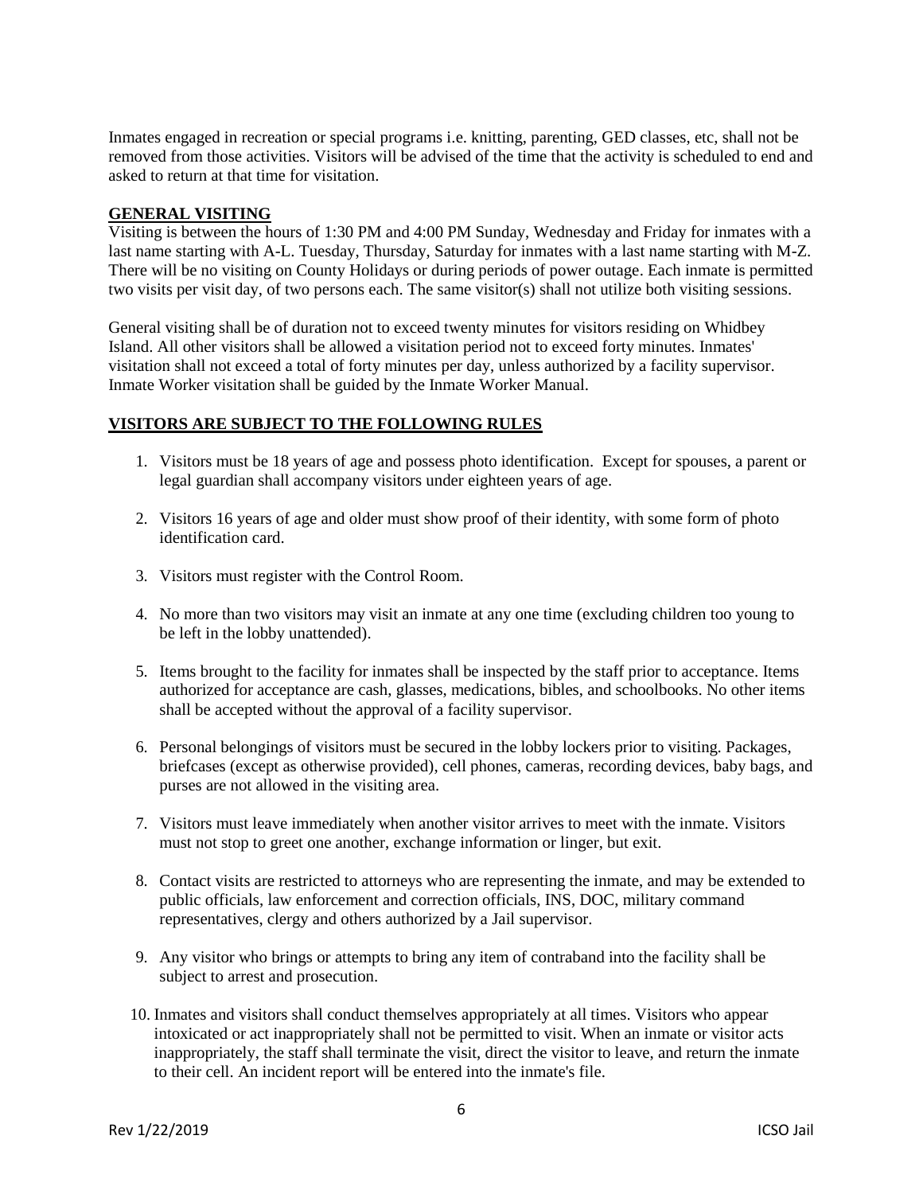Inmates engaged in recreation or special programs i.e. knitting, parenting, GED classes, etc, shall not be removed from those activities. Visitors will be advised of the time that the activity is scheduled to end and asked to return at that time for visitation.

## GENERAL VISITING

Visiting is between the hours of 1:30 PM and 4:00 PM Sunday, Wednesday and Friday for inmates with a last name starting with A-L. Tuesday, Thursday, Saturday for inmates with a last name starting with M-Z. There will be no visiting on County Holidays or during periods of power outage. Each inmate is permitted two visits per visit day, of two persons each. The same visitor(s) shall not utilize both visiting sessions.

General visiting shall be of duration not to exceed twenty minutes for visitors residing on Whidbey Island. All other visitors shall be allowed a visitation period not to exceed forty minutes. Inmates' visitation shall not exceed a total of forty minutes per day, unless authorized by a facility supervisor. Inmate Worker visitation shall be guided by the Inmate Worker Manual.

## VISITORS ARE SUBJECT TO THE FOLLOWING RULES

1. Visitors must be 18 years of age and possess photo identification. Except for spouses, a parent or legal guardian shall accompany visitors under eighteen years of age.
2. Visitors 16 years of age and older must show proof of their identity, with some form of photo identification card.
3. Visitors must register with the Control Room.
4. No more than two visitors may visit an inmate at any one time (excluding children too young to be left in the lobby unattended).
5. Items brought to the facility for inmates shall be inspected by the staff prior to acceptance. Items authorized for acceptance are cash, glasses, medications, bibles, and schoolbooks. No other items shall be accepted without the approval of a facility supervisor.
6. Personal belongings of visitors must be secured in the lobby lockers prior to visiting. Packages, briefcases (except as otherwise provided), cell phones, cameras, recording devices, baby bags, and purses are not allowed in the visiting area.
7. Visitors must leave immediately when another visitor arrives to meet with the inmate. Visitors must not stop to greet one another, exchange information or linger, but exit.
8. Contact visits are restricted to attorneys who are representing the inmate, and may be extended to public officials, law enforcement and correction officials, INS, DOC, military command representatives, clergy and others authorized by a Jail supervisor.
9. Any visitor who brings or attempts to bring any item of contraband into the facility shall be subject to arrest and prosecution.
10. Inmates and visitors shall conduct themselves appropriately at all times. Visitors who appear intoxicated or act inappropriately shall not be permitted to visit. When an inmate or visitor acts inappropriately, the staff shall terminate the visit, direct the visitor to leave, and return the inmate to their cell. An incident report will be entered into the inmate's file.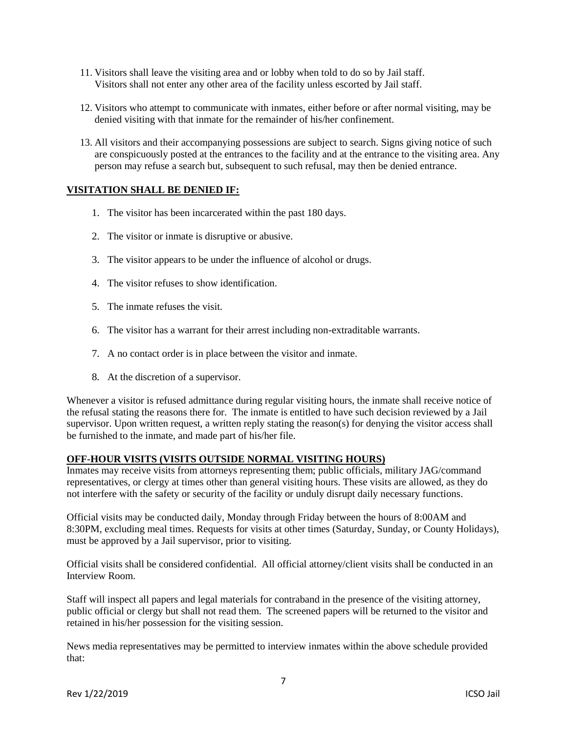11. Visitors shall leave the visiting area and or lobby when told to do so by Jail staff. Visitors shall not enter any other area of the facility unless escorted by Jail staff.

12. Visitors who attempt to communicate with inmates, either before or after normal visiting, may be denied visiting with that inmate for the remainder of his/her confinement.

13. All visitors and their accompanying possessions are subject to search. Signs giving notice of such are conspicuously posted at the entrances to the facility and at the entrance to the visiting area. Any person may refuse a search but, subsequent to such refusal, may then be denied entrance.

## VISITATION SHALL BE DENIED IF:

1. The visitor has been incarcerated within the past 180 days.
2. The visitor or inmate is disruptive or abusive.
3. The visitor appears to be under the influence of alcohol or drugs.
4. The visitor refuses to show identification.
5. The inmate refuses the visit.
6. The visitor has a warrant for their arrest including non-extraditable warrants.
7. A no contact order is in place between the visitor and inmate.
8. At the discretion of a supervisor.

Whenever a visitor is refused admittance during regular visiting hours, the inmate shall receive notice of the refusal stating the reasons there for. The inmate is entitled to have such decision reviewed by a Jail supervisor. Upon written request, a written reply stating the reason(s) for denying the visitor access shall be furnished to the inmate, and made part of his/her file.

## OFF-HOUR VISITS (VISITS OUTSIDE NORMAL VISITING HOURS)

Inmates may receive visits from attorneys representing them; public officials, military JAG/command representatives, or clergy at times other than general visiting hours. These visits are allowed, as they do not interfere with the safety or security of the facility or unduly disrupt daily necessary functions.

Official visits may be conducted daily, Monday through Friday between the hours of 8:00AM and 8:30PM, excluding meal times. Requests for visits at other times (Saturday, Sunday, or County Holidays), must be approved by a Jail supervisor, prior to visiting.

Official visits shall be considered confidential. All official attorney/client visits shall be conducted in an Interview Room.

Staff will inspect all papers and legal materials for contraband in the presence of the visiting attorney, public official or clergy but shall not read them. The screened papers will be returned to the visitor and retained in his/her possession for the visiting session.

News media representatives may be permitted to interview inmates within the above schedule provided that: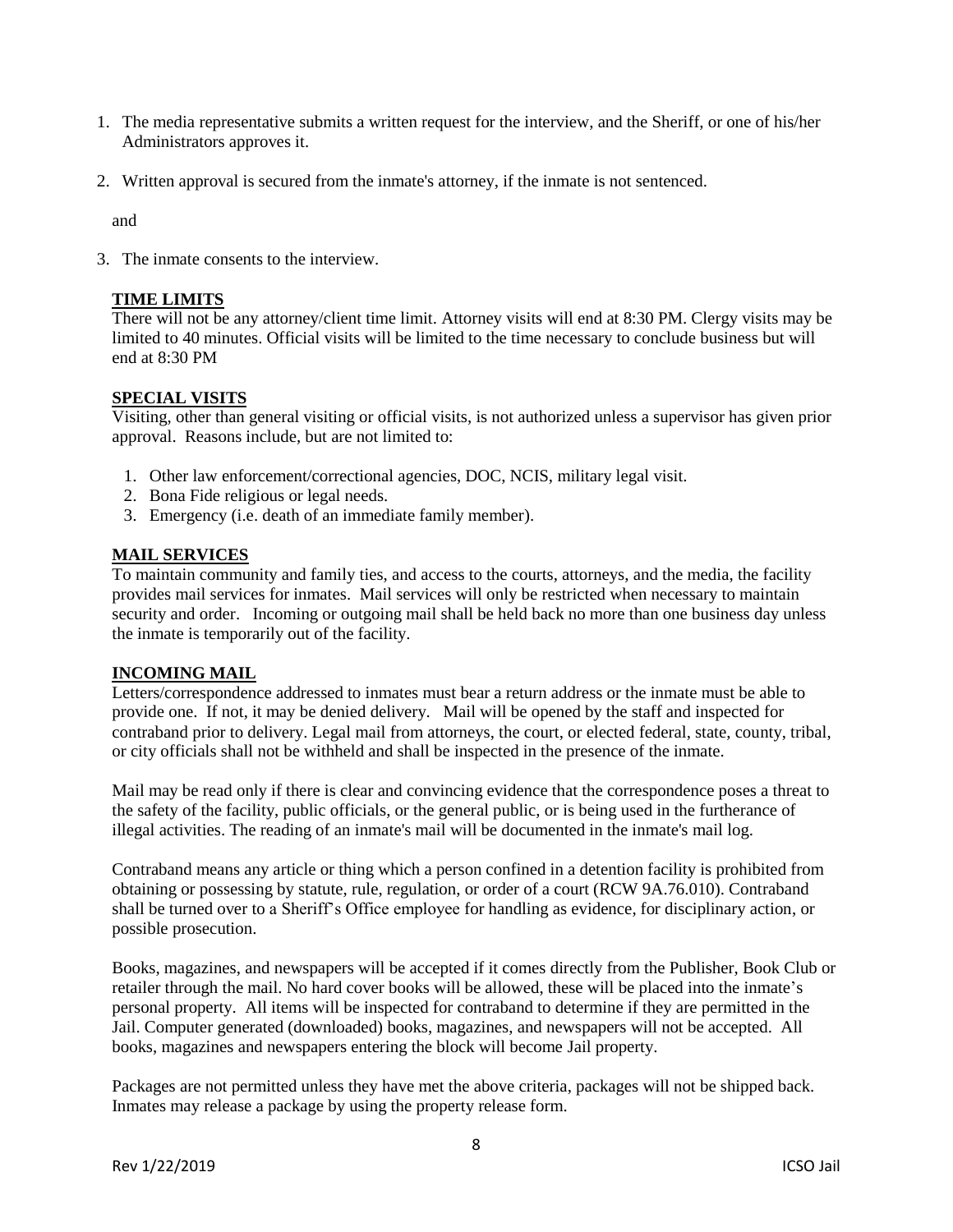1. The media representative submits a written request for the interview, and the Sheriff, or one of his/her Administrators approves it.

2. Written approval is secured from the inmate's attorney, if the inmate is not sentenced.

   and

3. The inmate consents to the interview.

**TIME LIMITS**

There will not be any attorney/client time limit. Attorney visits will end at 8:30 PM. Clergy visits may be limited to 40 minutes. Official visits will be limited to the time necessary to conclude business but will end at 8:30 PM

**SPECIAL VISITS**

Visiting, other than general visiting or official visits, is not authorized unless a supervisor has given prior approval. Reasons include, but are not limited to:

1. Other law enforcement/correctional agencies, DOC, NCIS, military legal visit.
2. Bona Fide religious or legal needs.
3. Emergency (i.e. death of an immediate family member).

**MAIL SERVICES**

To maintain community and family ties, and access to the courts, attorneys, and the media, the facility provides mail services for inmates. Mail services will only be restricted when necessary to maintain security and order. Incoming or outgoing mail shall be held back no more than one business day unless the inmate is temporarily out of the facility.

**INCOMING MAIL**

Letters/correspondence addressed to inmates must bear a return address or the inmate must be able to provide one. If not, it may be denied delivery. Mail will be opened by the staff and inspected for contraband prior to delivery. Legal mail from attorneys, the court, or elected federal, state, county, tribal, or city officials shall not be withheld and shall be inspected in the presence of the inmate.

Mail may be read only if there is clear and convincing evidence that the correspondence poses a threat to the safety of the facility, public officials, or the general public, or is being used in the furtherance of illegal activities. The reading of an inmate's mail will be documented in the inmate's mail log.

Contraband means any article or thing which a person confined in a detention facility is prohibited from obtaining or possessing by statute, rule, regulation, or order of a court (RCW 9A.76.010). Contraband shall be turned over to a Sheriff's Office employee for handling as evidence, for disciplinary action, or possible prosecution.

Books, magazines, and newspapers will be accepted if it comes directly from the Publisher, Book Club or retailer through the mail. No hard cover books will be allowed, these will be placed into the inmate's personal property. All items will be inspected for contraband to determine if they are permitted in the Jail. Computer generated (downloaded) books, magazines, and newspapers will not be accepted. All books, magazines and newspapers entering the block will become Jail property.

Packages are not permitted unless they have met the above criteria, packages will not be shipped back. Inmates may release a package by using the property release form.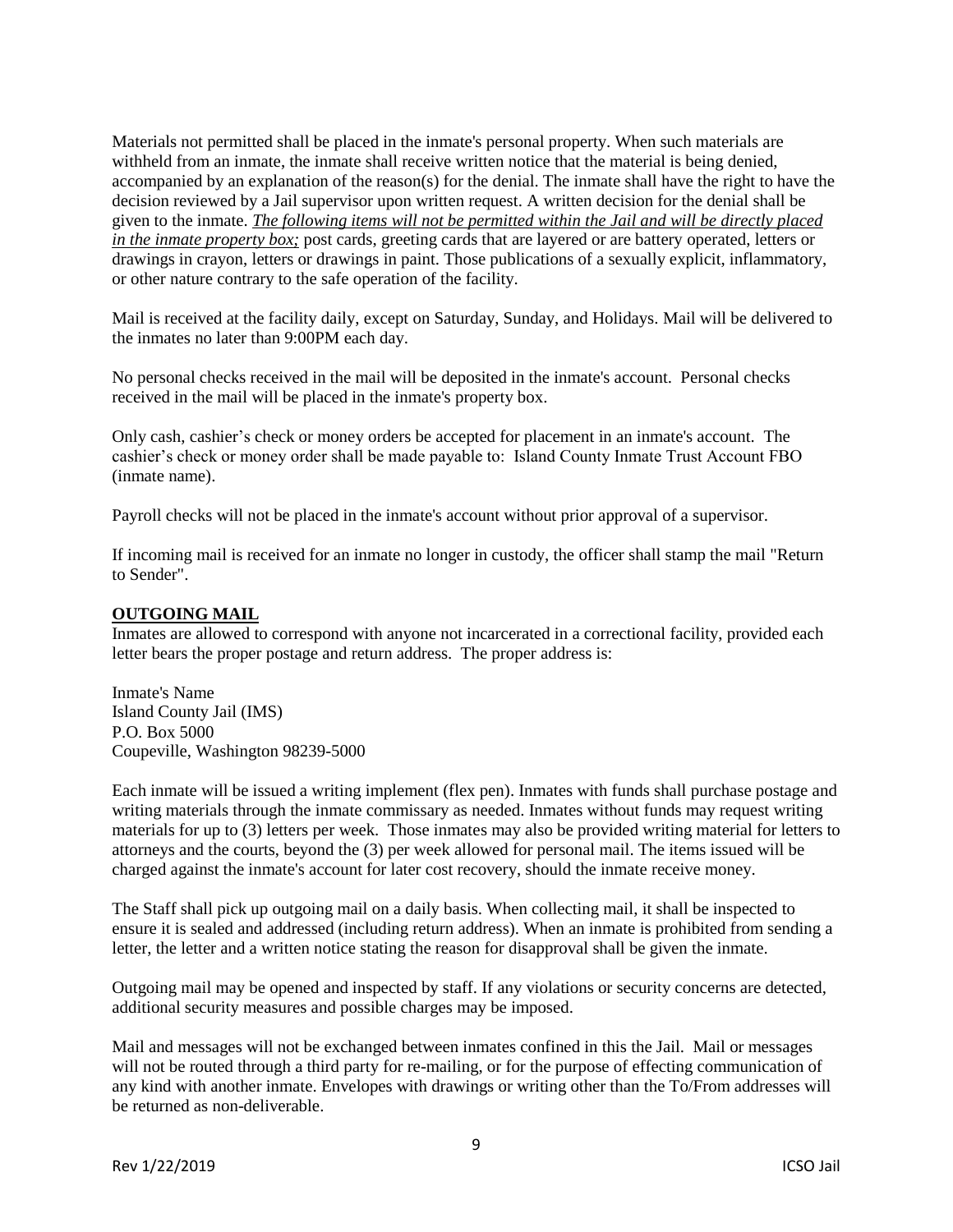Materials not permitted shall be placed in the inmate's personal property. When such materials are withheld from an inmate, the inmate shall receive written notice that the material is being denied, accompanied by an explanation of the reason(s) for the denial. The inmate shall have the right to have the decision reviewed by a Jail supervisor upon written request. A written decision for the denial shall be given to the inmate. ***The following items will not be permitted within the Jail and will be directly placed in the inmate property box;*** post cards, greeting cards that are layered or are battery operated, letters or drawings in crayon, letters or drawings in paint. Those publications of a sexually explicit, inflammatory, or other nature contrary to the safe operation of the facility.

Mail is received at the facility daily, except on Saturday, Sunday, and Holidays. Mail will be delivered to the inmates no later than 9:00PM each day.

No personal checks received in the mail will be deposited in the inmate's account. Personal checks received in the mail will be placed in the inmate's property box.

Only cash, cashier's check or money orders be accepted for placement in an inmate's account. The cashier's check or money order shall be made payable to: Island County Inmate Trust Account FBO (inmate name).

Payroll checks will not be placed in the inmate's account without prior approval of a supervisor.

If incoming mail is received for an inmate no longer in custody, the officer shall stamp the mail "Return to Sender".

## OUTGOING MAIL

Inmates are allowed to correspond with anyone not incarcerated in a correctional facility, provided each letter bears the proper postage and return address. The proper address is:

Inmate's Name
Island County Jail (IMS)
P.O. Box 5000
Coupeville, Washington 98239-5000

Each inmate will be issued a writing implement (flex pen). Inmates with funds shall purchase postage and writing materials through the inmate commissary as needed. Inmates without funds may request writing materials for up to (3) letters per week. Those inmates may also be provided writing material for letters to attorneys and the courts, beyond the (3) per week allowed for personal mail. The items issued will be charged against the inmate's account for later cost recovery, should the inmate receive money.

The Staff shall pick up outgoing mail on a daily basis. When collecting mail, it shall be inspected to ensure it is sealed and addressed (including return address). When an inmate is prohibited from sending a letter, the letter and a written notice stating the reason for disapproval shall be given the inmate.

Outgoing mail may be opened and inspected by staff. If any violations or security concerns are detected, additional security measures and possible charges may be imposed.

Mail and messages will not be exchanged between inmates confined in this the Jail. Mail or messages will not be routed through a third party for re-mailing, or for the purpose of effecting communication of any kind with another inmate. Envelopes with drawings or writing other than the To/From addresses will be returned as non-deliverable.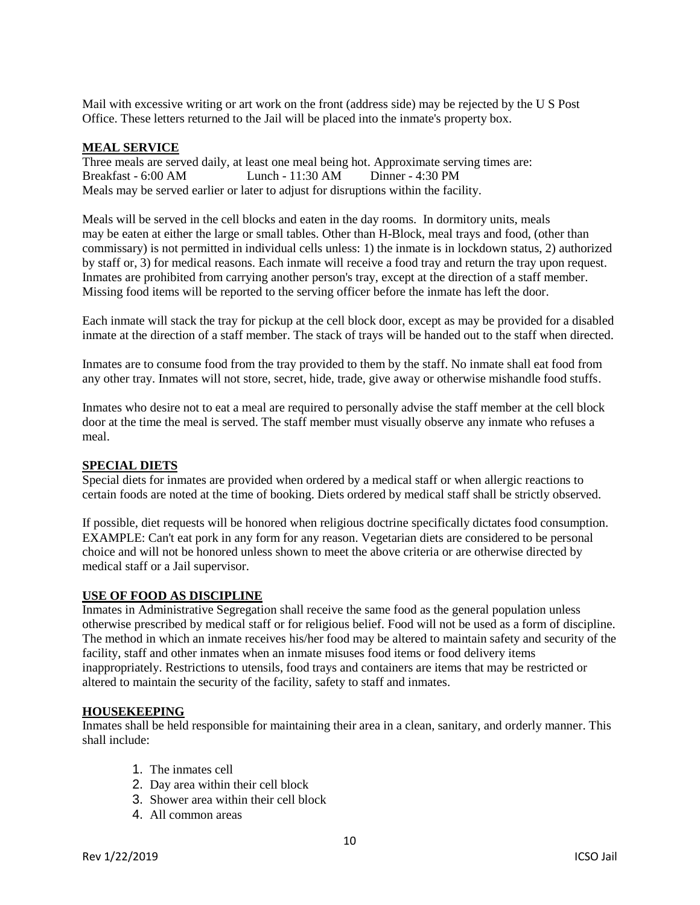Mail with excessive writing or art work on the front (address side) may be rejected by the U S Post Office. These letters returned to the Jail will be placed into the inmate's property box.

## MEAL SERVICE

Three meals are served daily, at least one meal being hot. Approximate serving times are:
Breakfast - 6:00 AM Lunch - 11:30 AM Dinner - 4:30 PM
Meals may be served earlier or later to adjust for disruptions within the facility.

Meals will be served in the cell blocks and eaten in the day rooms. In dormitory units, meals may be eaten at either the large or small tables. Other than H-Block, meal trays and food, (other than commissary) is not permitted in individual cells unless: 1) the inmate is in lockdown status, 2) authorized by staff or, 3) for medical reasons. Each inmate will receive a food tray and return the tray upon request. Inmates are prohibited from carrying another person's tray, except at the direction of a staff member. Missing food items will be reported to the serving officer before the inmate has left the door.

Each inmate will stack the tray for pickup at the cell block door, except as may be provided for a disabled inmate at the direction of a staff member. The stack of trays will be handed out to the staff when directed.

Inmates are to consume food from the tray provided to them by the staff. No inmate shall eat food from any other tray. Inmates will not store, secret, hide, trade, give away or otherwise mishandle food stuffs.

Inmates who desire not to eat a meal are required to personally advise the staff member at the cell block door at the time the meal is served. The staff member must visually observe any inmate who refuses a meal.

## SPECIAL DIETS

Special diets for inmates are provided when ordered by a medical staff or when allergic reactions to certain foods are noted at the time of booking. Diets ordered by medical staff shall be strictly observed.

If possible, diet requests will be honored when religious doctrine specifically dictates food consumption. EXAMPLE: Can't eat pork in any form for any reason. Vegetarian diets are considered to be personal choice and will not be honored unless shown to meet the above criteria or are otherwise directed by medical staff or a Jail supervisor.

## USE OF FOOD AS DISCIPLINE

Inmates in Administrative Segregation shall receive the same food as the general population unless otherwise prescribed by medical staff or for religious belief. Food will not be used as a form of discipline. The method in which an inmate receives his/her food may be altered to maintain safety and security of the facility, staff and other inmates when an inmate misuses food items or food delivery items inappropriately. Restrictions to utensils, food trays and containers are items that may be restricted or altered to maintain the security of the facility, safety to staff and inmates.

## HOUSEKEEPING

Inmates shall be held responsible for maintaining their area in a clean, sanitary, and orderly manner. This shall include:

1. The inmates cell
2. Day area within their cell block
3. Shower area within their cell block
4. All common areas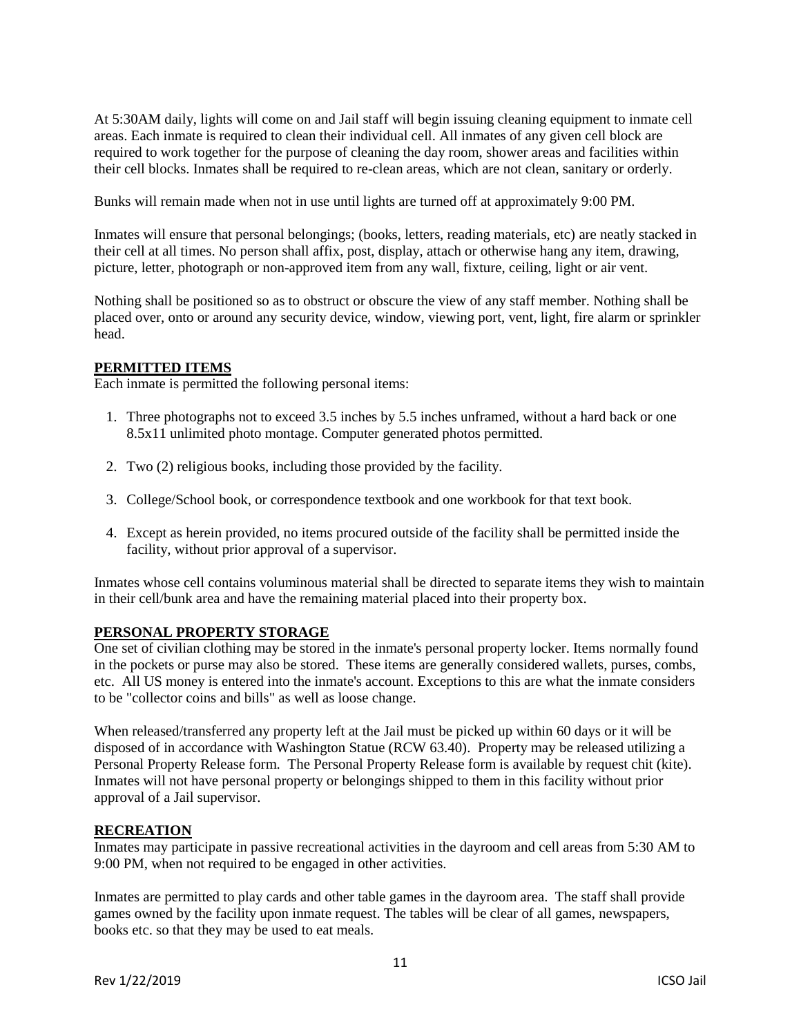At 5:30AM daily, lights will come on and Jail staff will begin issuing cleaning equipment to inmate cell areas. Each inmate is required to clean their individual cell. All inmates of any given cell block are required to work together for the purpose of cleaning the day room, shower areas and facilities within their cell blocks. Inmates shall be required to re-clean areas, which are not clean, sanitary or orderly.

Bunks will remain made when not in use until lights are turned off at approximately 9:00 PM.

Inmates will ensure that personal belongings; (books, letters, reading materials, etc) are neatly stacked in their cell at all times. No person shall affix, post, display, attach or otherwise hang any item, drawing, picture, letter, photograph or non-approved item from any wall, fixture, ceiling, light or air vent.

Nothing shall be positioned so as to obstruct or obscure the view of any staff member. Nothing shall be placed over, onto or around any security device, window, viewing port, vent, light, fire alarm or sprinkler head.

## PERMITTED ITEMS

Each inmate is permitted the following personal items:

1. Three photographs not to exceed 3.5 inches by 5.5 inches unframed, without a hard back or one 8.5x11 unlimited photo montage. Computer generated photos permitted.
2. Two (2) religious books, including those provided by the facility.
3. College/School book, or correspondence textbook and one workbook for that text book.
4. Except as herein provided, no items procured outside of the facility shall be permitted inside the facility, without prior approval of a supervisor.

Inmates whose cell contains voluminous material shall be directed to separate items they wish to maintain in their cell/bunk area and have the remaining material placed into their property box.

## PERSONAL PROPERTY STORAGE

One set of civilian clothing may be stored in the inmate's personal property locker. Items normally found in the pockets or purse may also be stored. These items are generally considered wallets, purses, combs, etc. All US money is entered into the inmate's account. Exceptions to this are what the inmate considers to be "collector coins and bills" as well as loose change.

When released/transferred any property left at the Jail must be picked up within 60 days or it will be disposed of in accordance with Washington Statue (RCW 63.40). Property may be released utilizing a Personal Property Release form. The Personal Property Release form is available by request chit (kite). Inmates will not have personal property or belongings shipped to them in this facility without prior approval of a Jail supervisor.

## RECREATION

Inmates may participate in passive recreational activities in the dayroom and cell areas from 5:30 AM to 9:00 PM, when not required to be engaged in other activities.

Inmates are permitted to play cards and other table games in the dayroom area. The staff shall provide games owned by the facility upon inmate request. The tables will be clear of all games, newspapers, books etc. so that they may be used to eat meals.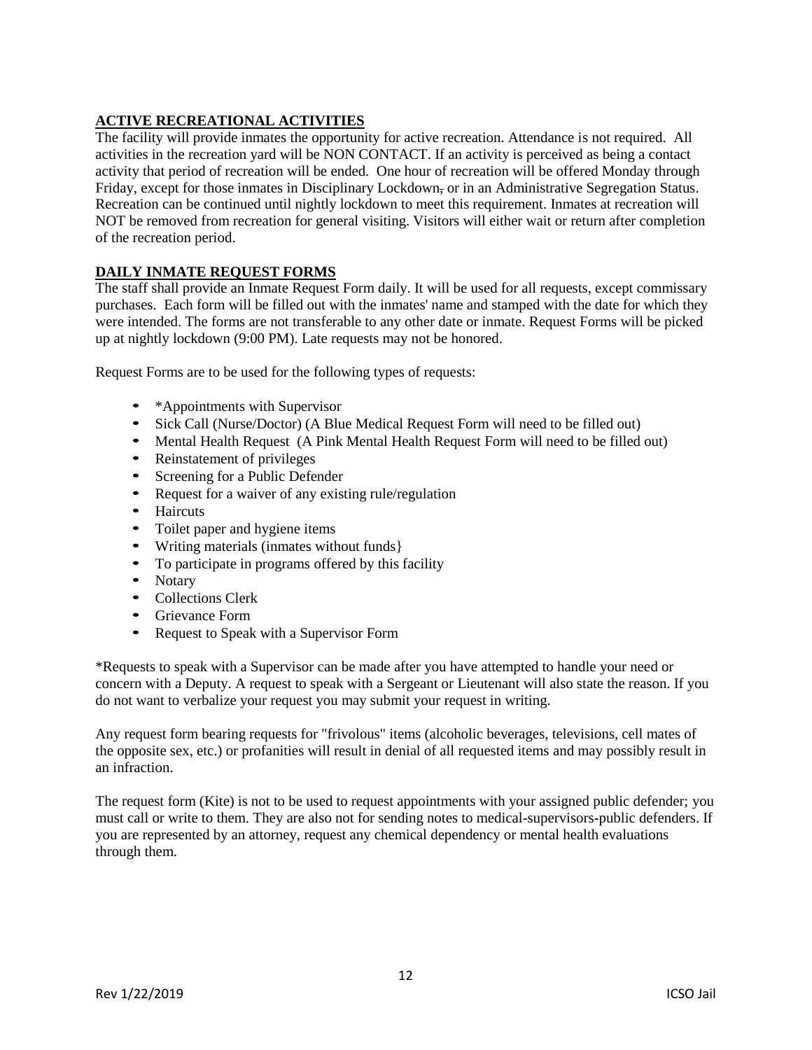## ACTIVE RECREATIONAL ACTIVITIES

The facility will provide inmates the opportunity for active recreation. Attendance is not required. All activities in the recreation yard will be NON CONTACT. If an activity is perceived as being a contact activity that period of recreation will be ended. One hour of recreation will be offered Monday through Friday, except for those inmates in Disciplinary Lockdown, or in an Administrative Segregation Status. Recreation can be continued until nightly lockdown to meet this requirement. Inmates at recreation will NOT be removed from recreation for general visiting. Visitors will either wait or return after completion of the recreation period.

## DAILY INMATE REQUEST FORMS

The staff shall provide an Inmate Request Form daily. It will be used for all requests, except commissary purchases. Each form will be filled out with the inmates' name and stamped with the date for which they were intended. The forms are not transferable to any other date or inmate. Request Forms will be picked up at nightly lockdown (9:00 PM). Late requests may not be honored.

Request Forms are to be used for the following types of requests:

- *Appointments with Supervisor
- Sick Call (Nurse/Doctor) (A Blue Medical Request Form will need to be filled out)
- Mental Health Request (A Pink Mental Health Request Form will need to be filled out)
- Reinstatement of privileges
- Screening for a Public Defender
- Request for a waiver of any existing rule/regulation
- Haircuts
- Toilet paper and hygiene items
- Writing materials (inmates without funds}
- To participate in programs offered by this facility
- Notary
- Collections Clerk
- Grievance Form
- Request to Speak with a Supervisor Form

*Requests to speak with a Supervisor can be made after you have attempted to handle your need or concern with a Deputy. A request to speak with a Sergeant or Lieutenant will also state the reason. If you do not want to verbalize your request you may submit your request in writing.

Any request form bearing requests for "frivolous" items (alcoholic beverages, televisions, cell mates of the opposite sex, etc.) or profanities will result in denial of all requested items and may possibly result in an infraction.

The request form (Kite) is not to be used to request appointments with your assigned public defender; you must call or write to them. They are also not for sending notes to medical-supervisors-public defenders. If you are represented by an attorney, request any chemical dependency or mental health evaluations through them.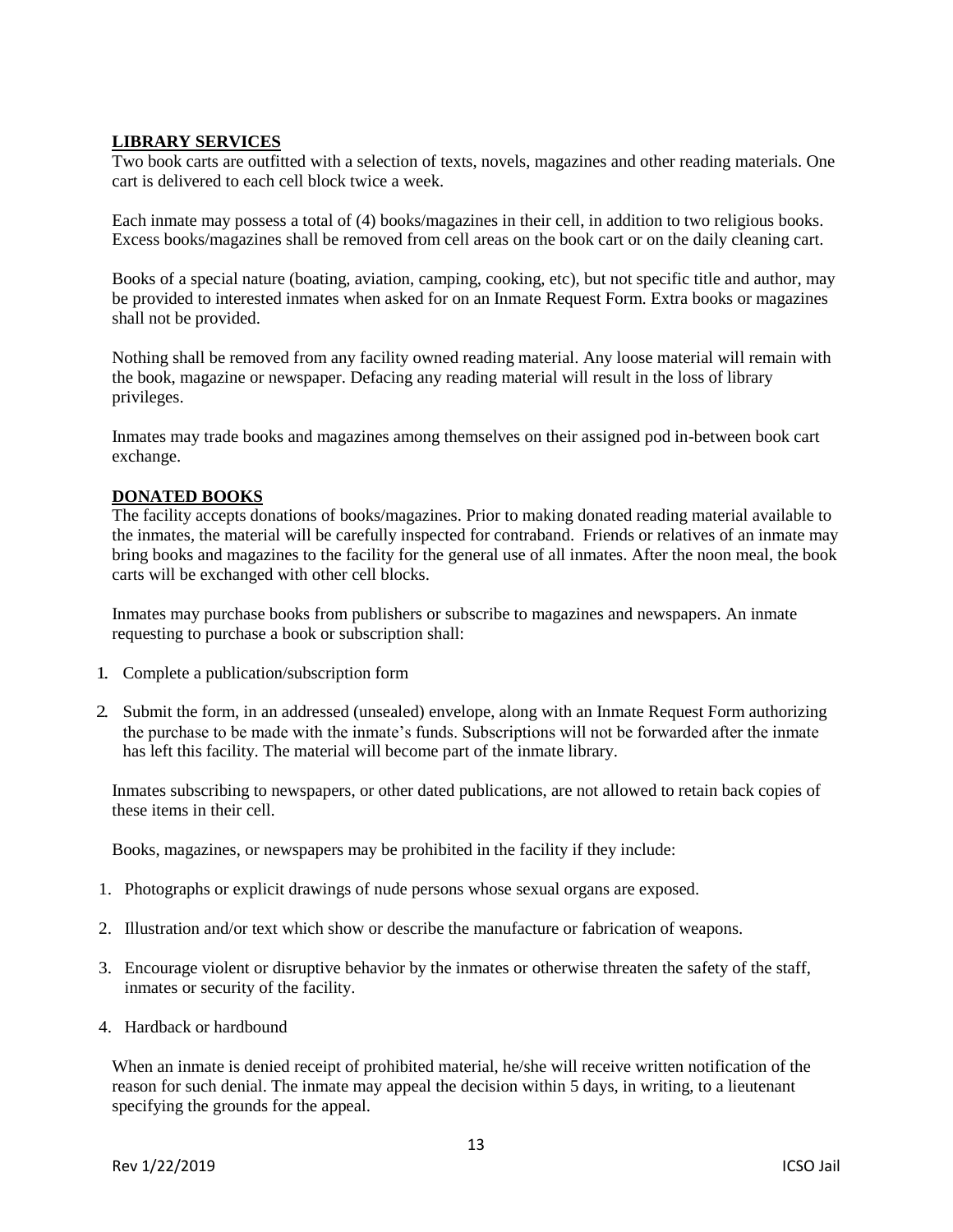## LIBRARY SERVICES

Two book carts are outfitted with a selection of texts, novels, magazines and other reading materials. One cart is delivered to each cell block twice a week.

Each inmate may possess a total of (4) books/magazines in their cell, in addition to two religious books. Excess books/magazines shall be removed from cell areas on the book cart or on the daily cleaning cart.

Books of a special nature (boating, aviation, camping, cooking, etc), but not specific title and author, may be provided to interested inmates when asked for on an Inmate Request Form. Extra books or magazines shall not be provided.

Nothing shall be removed from any facility owned reading material. Any loose material will remain with the book, magazine or newspaper. Defacing any reading material will result in the loss of library privileges.

Inmates may trade books and magazines among themselves on their assigned pod in-between book cart exchange.

## DONATED BOOKS

The facility accepts donations of books/magazines. Prior to making donated reading material available to the inmates, the material will be carefully inspected for contraband. Friends or relatives of an inmate may bring books and magazines to the facility for the general use of all inmates. After the noon meal, the book carts will be exchanged with other cell blocks.

Inmates may purchase books from publishers or subscribe to magazines and newspapers. An inmate requesting to purchase a book or subscription shall:

1. Complete a publication/subscription form
2. Submit the form, in an addressed (unsealed) envelope, along with an Inmate Request Form authorizing the purchase to be made with the inmate's funds. Subscriptions will not be forwarded after the inmate has left this facility. The material will become part of the inmate library.

Inmates subscribing to newspapers, or other dated publications, are not allowed to retain back copies of these items in their cell.

Books, magazines, or newspapers may be prohibited in the facility if they include:

1. Photographs or explicit drawings of nude persons whose sexual organs are exposed.
2. Illustration and/or text which show or describe the manufacture or fabrication of weapons.
3. Encourage violent or disruptive behavior by the inmates or otherwise threaten the safety of the staff, inmates or security of the facility.
4. Hardback or hardbound

When an inmate is denied receipt of prohibited material, he/she will receive written notification of the reason for such denial. The inmate may appeal the decision within 5 days, in writing, to a lieutenant specifying the grounds for the appeal.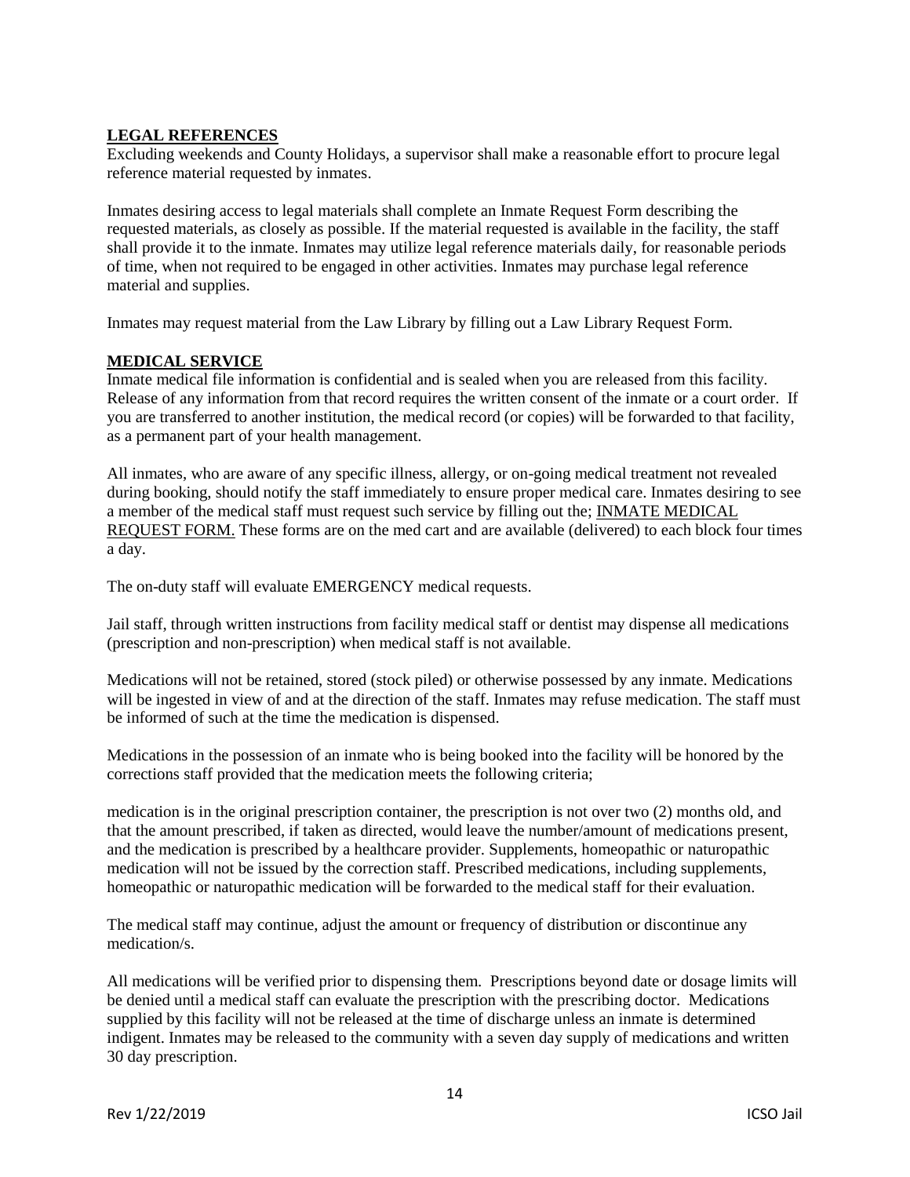## LEGAL REFERENCES

Excluding weekends and County Holidays, a supervisor shall make a reasonable effort to procure legal reference material requested by inmates.

Inmates desiring access to legal materials shall complete an Inmate Request Form describing the requested materials, as closely as possible. If the material requested is available in the facility, the staff shall provide it to the inmate. Inmates may utilize legal reference materials daily, for reasonable periods of time, when not required to be engaged in other activities. Inmates may purchase legal reference material and supplies.

Inmates may request material from the Law Library by filling out a Law Library Request Form.

## MEDICAL SERVICE

Inmate medical file information is confidential and is sealed when you are released from this facility. Release of any information from that record requires the written consent of the inmate or a court order. If you are transferred to another institution, the medical record (or copies) will be forwarded to that facility, as a permanent part of your health management.

All inmates, who are aware of any specific illness, allergy, or on-going medical treatment not revealed during booking, should notify the staff immediately to ensure proper medical care. Inmates desiring to see a member of the medical staff must request such service by filling out the; INMATE MEDICAL REQUEST FORM. These forms are on the med cart and are available (delivered) to each block four times a day.

The on-duty staff will evaluate EMERGENCY medical requests.

Jail staff, through written instructions from facility medical staff or dentist may dispense all medications (prescription and non-prescription) when medical staff is not available.

Medications will not be retained, stored (stock piled) or otherwise possessed by any inmate. Medications will be ingested in view of and at the direction of the staff. Inmates may refuse medication. The staff must be informed of such at the time the medication is dispensed.

Medications in the possession of an inmate who is being booked into the facility will be honored by the corrections staff provided that the medication meets the following criteria;

medication is in the original prescription container, the prescription is not over two (2) months old, and that the amount prescribed, if taken as directed, would leave the number/amount of medications present, and the medication is prescribed by a healthcare provider. Supplements, homeopathic or naturopathic medication will not be issued by the correction staff. Prescribed medications, including supplements, homeopathic or naturopathic medication will be forwarded to the medical staff for their evaluation.

The medical staff may continue, adjust the amount or frequency of distribution or discontinue any medication/s.

All medications will be verified prior to dispensing them. Prescriptions beyond date or dosage limits will be denied until a medical staff can evaluate the prescription with the prescribing doctor. Medications supplied by this facility will not be released at the time of discharge unless an inmate is determined indigent. Inmates may be released to the community with a seven day supply of medications and written 30 day prescription.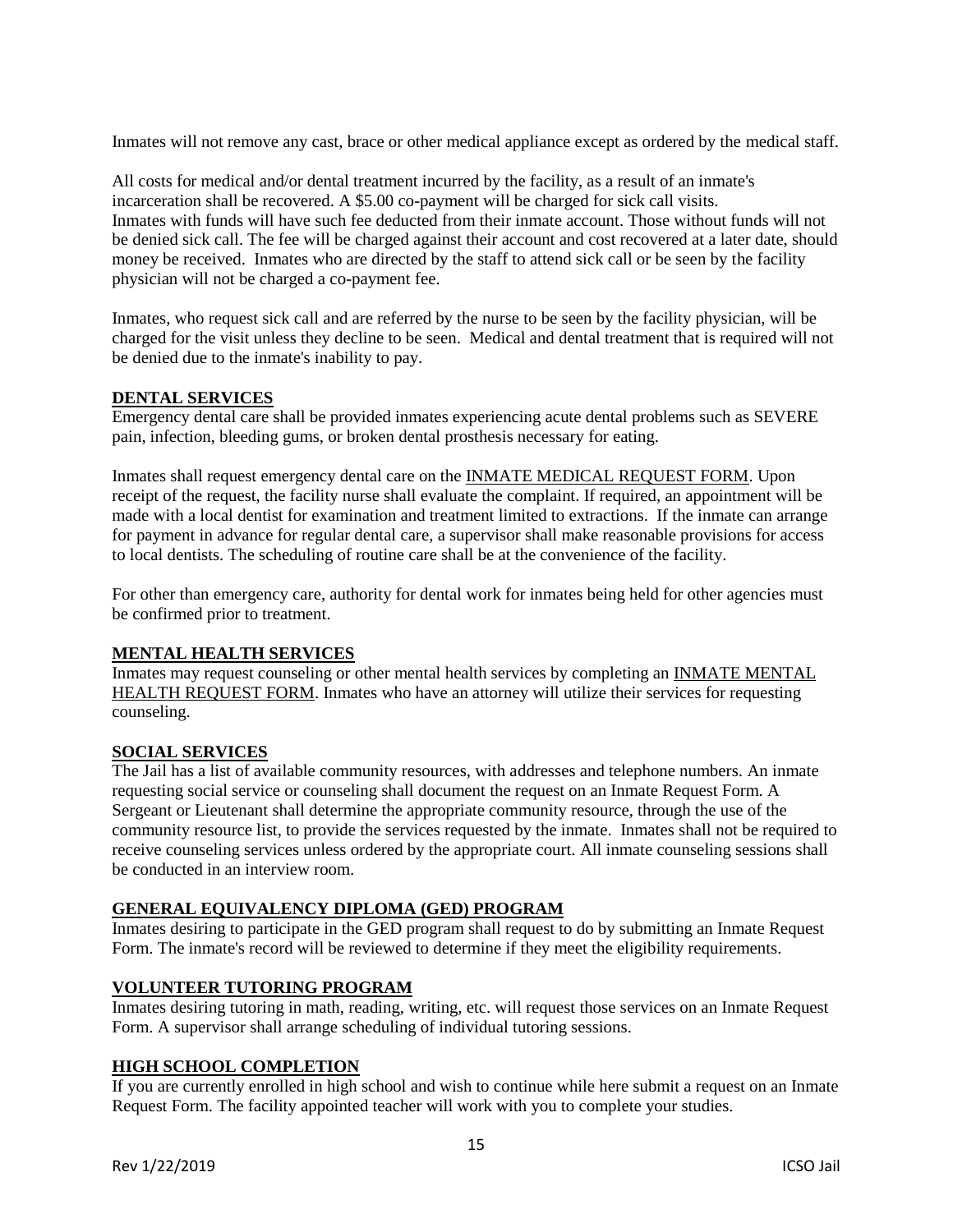Inmates will not remove any cast, brace or other medical appliance except as ordered by the medical staff.

All costs for medical and/or dental treatment incurred by the facility, as a result of an inmate's incarceration shall be recovered. A $5.00 co-payment will be charged for sick call visits. Inmates with funds will have such fee deducted from their inmate account. Those without funds will not be denied sick call. The fee will be charged against their account and cost recovered at a later date, should money be received. Inmates who are directed by the staff to attend sick call or be seen by the facility physician will not be charged a co-payment fee.

Inmates, who request sick call and are referred by the nurse to be seen by the facility physician, will be charged for the visit unless they decline to be seen. Medical and dental treatment that is required will not be denied due to the inmate's inability to pay.

## DENTAL SERVICES

Emergency dental care shall be provided inmates experiencing acute dental problems such as SEVERE pain, infection, bleeding gums, or broken dental prosthesis necessary for eating.

Inmates shall request emergency dental care on the INMATE MEDICAL REQUEST FORM. Upon receipt of the request, the facility nurse shall evaluate the complaint. If required, an appointment will be made with a local dentist for examination and treatment limited to extractions. If the inmate can arrange for payment in advance for regular dental care, a supervisor shall make reasonable provisions for access to local dentists. The scheduling of routine care shall be at the convenience of the facility.

For other than emergency care, authority for dental work for inmates being held for other agencies must be confirmed prior to treatment.

## MENTAL HEALTH SERVICES

Inmates may request counseling or other mental health services by completing an INMATE MENTAL HEALTH REQUEST FORM. Inmates who have an attorney will utilize their services for requesting counseling.

## SOCIAL SERVICES

The Jail has a list of available community resources, with addresses and telephone numbers. An inmate requesting social service or counseling shall document the request on an Inmate Request Form. A Sergeant or Lieutenant shall determine the appropriate community resource, through the use of the community resource list, to provide the services requested by the inmate. Inmates shall not be required to receive counseling services unless ordered by the appropriate court. All inmate counseling sessions shall be conducted in an interview room.

## GENERAL EQUIVALENCY DIPLOMA (GED) PROGRAM

Inmates desiring to participate in the GED program shall request to do by submitting an Inmate Request Form. The inmate's record will be reviewed to determine if they meet the eligibility requirements.

## VOLUNTEER TUTORING PROGRAM

Inmates desiring tutoring in math, reading, writing, etc. will request those services on an Inmate Request Form. A supervisor shall arrange scheduling of individual tutoring sessions.

## HIGH SCHOOL COMPLETION

If you are currently enrolled in high school and wish to continue while here submit a request on an Inmate Request Form. The facility appointed teacher will work with you to complete your studies.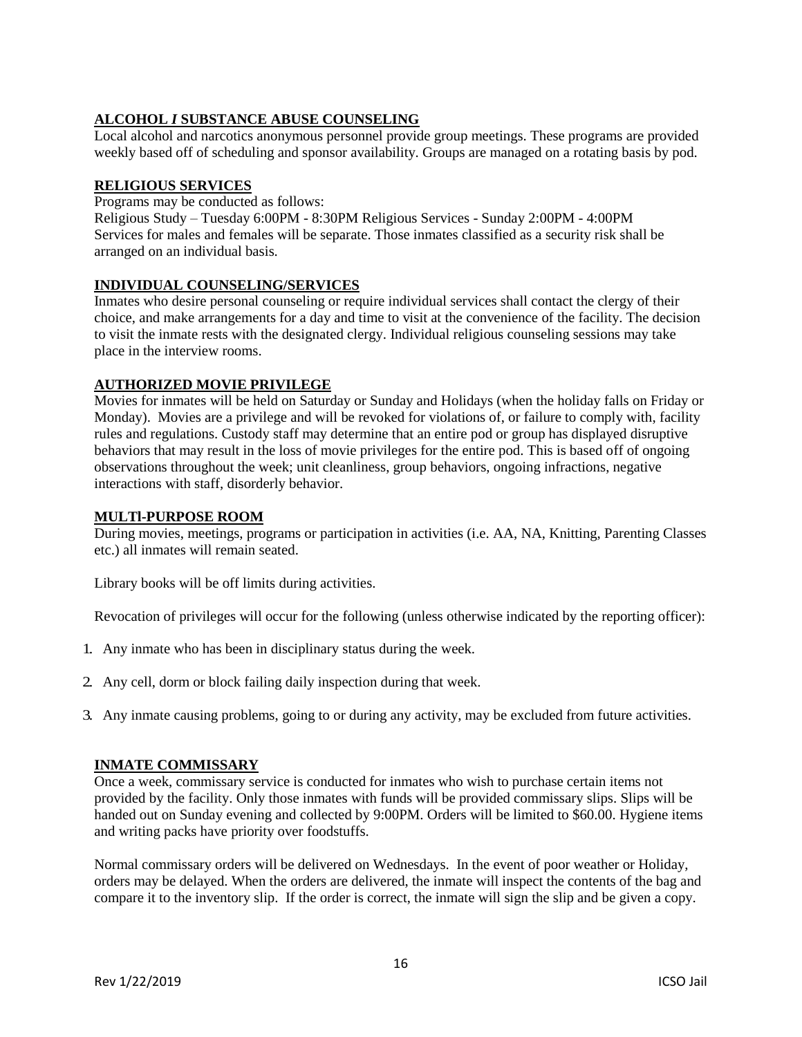## ALCOHOL *I* SUBSTANCE ABUSE COUNSELING

Local alcohol and narcotics anonymous personnel provide group meetings. These programs are provided weekly based off of scheduling and sponsor availability. Groups are managed on a rotating basis by pod.

## RELIGIOUS SERVICES

Programs may be conducted as follows:
Religious Study – Tuesday 6:00PM - 8:30PM Religious Services - Sunday 2:00PM - 4:00PM
Services for males and females will be separate. Those inmates classified as a security risk shall be arranged on an individual basis.

## INDIVIDUAL COUNSELING/SERVICES

Inmates who desire personal counseling or require individual services shall contact the clergy of their choice, and make arrangements for a day and time to visit at the convenience of the facility. The decision to visit the inmate rests with the designated clergy. Individual religious counseling sessions may take place in the interview rooms.

## AUTHORIZED MOVIE PRIVILEGE

Movies for inmates will be held on Saturday or Sunday and Holidays (when the holiday falls on Friday or Monday). Movies are a privilege and will be revoked for violations of, or failure to comply with, facility rules and regulations. Custody staff may determine that an entire pod or group has displayed disruptive behaviors that may result in the loss of movie privileges for the entire pod. This is based off of ongoing observations throughout the week; unit cleanliness, group behaviors, ongoing infractions, negative interactions with staff, disorderly behavior.

## MULTI-PURPOSE ROOM

During movies, meetings, programs or participation in activities (i.e. AA, NA, Knitting, Parenting Classes etc.) all inmates will remain seated.

Library books will be off limits during activities.

Revocation of privileges will occur for the following (unless otherwise indicated by the reporting officer):

1. Any inmate who has been in disciplinary status during the week.
2. Any cell, dorm or block failing daily inspection during that week.
3. Any inmate causing problems, going to or during any activity, may be excluded from future activities.

## INMATE COMMISSARY

Once a week, commissary service is conducted for inmates who wish to purchase certain items not provided by the facility. Only those inmates with funds will be provided commissary slips. Slips will be handed out on Sunday evening and collected by 9:00PM. Orders will be limited to $60.00. Hygiene items and writing packs have priority over foodstuffs.

Normal commissary orders will be delivered on Wednesdays. In the event of poor weather or Holiday, orders may be delayed. When the orders are delivered, the inmate will inspect the contents of the bag and compare it to the inventory slip. If the order is correct, the inmate will sign the slip and be given a copy.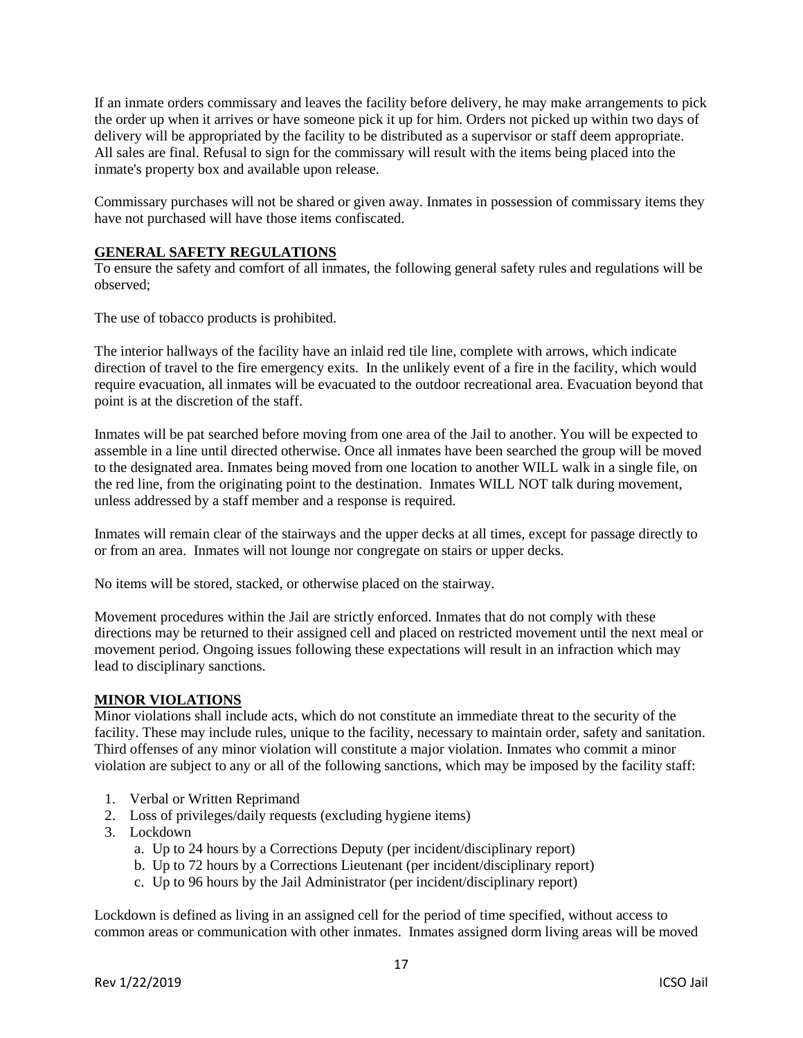If an inmate orders commissary and leaves the facility before delivery, he may make arrangements to pick the order up when it arrives or have someone pick it up for him. Orders not picked up within two days of delivery will be appropriated by the facility to be distributed as a supervisor or staff deem appropriate. All sales are final. Refusal to sign for the commissary will result with the items being placed into the inmate's property box and available upon release.

Commissary purchases will not be shared or given away. Inmates in possession of commissary items they have not purchased will have those items confiscated.

## GENERAL SAFETY REGULATIONS

To ensure the safety and comfort of all inmates, the following general safety rules and regulations will be observed;

The use of tobacco products is prohibited.

The interior hallways of the facility have an inlaid red tile line, complete with arrows, which indicate direction of travel to the fire emergency exits. In the unlikely event of a fire in the facility, which would require evacuation, all inmates will be evacuated to the outdoor recreational area. Evacuation beyond that point is at the discretion of the staff.

Inmates will be pat searched before moving from one area of the Jail to another. You will be expected to assemble in a line until directed otherwise. Once all inmates have been searched the group will be moved to the designated area. Inmates being moved from one location to another WILL walk in a single file, on the red line, from the originating point to the destination. Inmates WILL NOT talk during movement, unless addressed by a staff member and a response is required.

Inmates will remain clear of the stairways and the upper decks at all times, except for passage directly to or from an area. Inmates will not lounge nor congregate on stairs or upper decks.

No items will be stored, stacked, or otherwise placed on the stairway.

Movement procedures within the Jail are strictly enforced. Inmates that do not comply with these directions may be returned to their assigned cell and placed on restricted movement until the next meal or movement period. Ongoing issues following these expectations will result in an infraction which may lead to disciplinary sanctions.

## MINOR VIOLATIONS

Minor violations shall include acts, which do not constitute an immediate threat to the security of the facility. These may include rules, unique to the facility, necessary to maintain order, safety and sanitation. Third offenses of any minor violation will constitute a major violation. Inmates who commit a minor violation are subject to any or all of the following sanctions, which may be imposed by the facility staff:

1. Verbal or Written Reprimand
2. Loss of privileges/daily requests (excluding hygiene items)
3. Lockdown
   a. Up to 24 hours by a Corrections Deputy (per incident/disciplinary report)
   b. Up to 72 hours by a Corrections Lieutenant (per incident/disciplinary report)
   c. Up to 96 hours by the Jail Administrator (per incident/disciplinary report)

Lockdown is defined as living in an assigned cell for the period of time specified, without access to common areas or communication with other inmates. Inmates assigned dorm living areas will be moved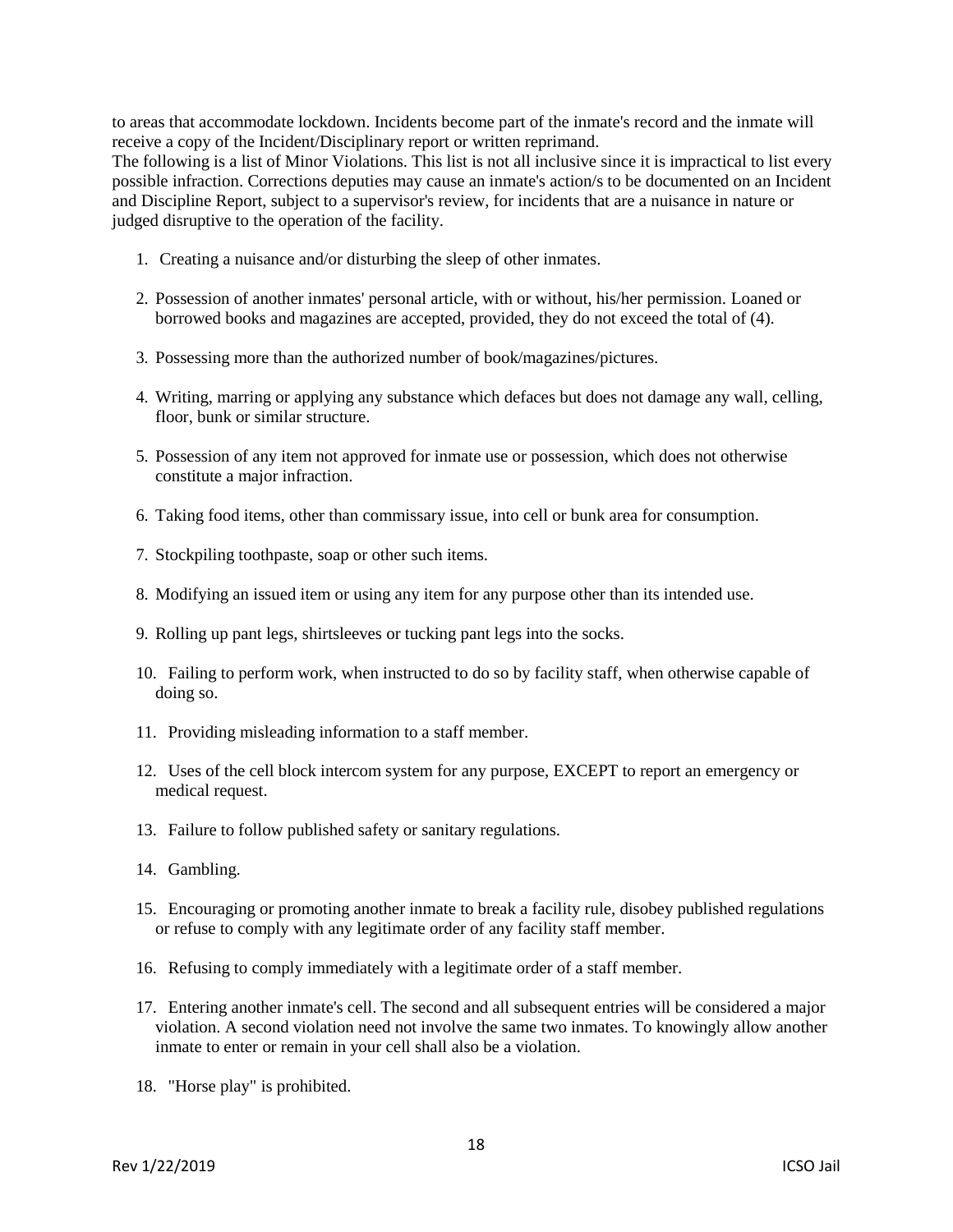to areas that accommodate lockdown. Incidents become part of the inmate's record and the inmate will receive a copy of the Incident/Disciplinary report or written reprimand.
The following is a list of Minor Violations. This list is not all inclusive since it is impractical to list every possible infraction. Corrections deputies may cause an inmate's action/s to be documented on an Incident and Discipline Report, subject to a supervisor's review, for incidents that are a nuisance in nature or judged disruptive to the operation of the facility.

1. Creating a nuisance and/or disturbing the sleep of other inmates.
2. Possession of another inmates' personal article, with or without, his/her permission. Loaned or borrowed books and magazines are accepted, provided, they do not exceed the total of (4).
3. Possessing more than the authorized number of book/magazines/pictures.
4. Writing, marring or applying any substance which defaces but does not damage any wall, celling, floor, bunk or similar structure.
5. Possession of any item not approved for inmate use or possession, which does not otherwise constitute a major infraction.
6. Taking food items, other than commissary issue, into cell or bunk area for consumption.
7. Stockpiling toothpaste, soap or other such items.
8. Modifying an issued item or using any item for any purpose other than its intended use.
9. Rolling up pant legs, shirtsleeves or tucking pant legs into the socks.
10. Failing to perform work, when instructed to do so by facility staff, when otherwise capable of doing so.
11. Providing misleading information to a staff member.
12. Uses of the cell block intercom system for any purpose, EXCEPT to report an emergency or medical request.
13. Failure to follow published safety or sanitary regulations.
14. Gambling.
15. Encouraging or promoting another inmate to break a facility rule, disobey published regulations or refuse to comply with any legitimate order of any facility staff member.
16. Refusing to comply immediately with a legitimate order of a staff member.
17. Entering another inmate's cell. The second and all subsequent entries will be considered a major violation. A second violation need not involve the same two inmates. To knowingly allow another inmate to enter or remain in your cell shall also be a violation.
18. "Horse play" is prohibited.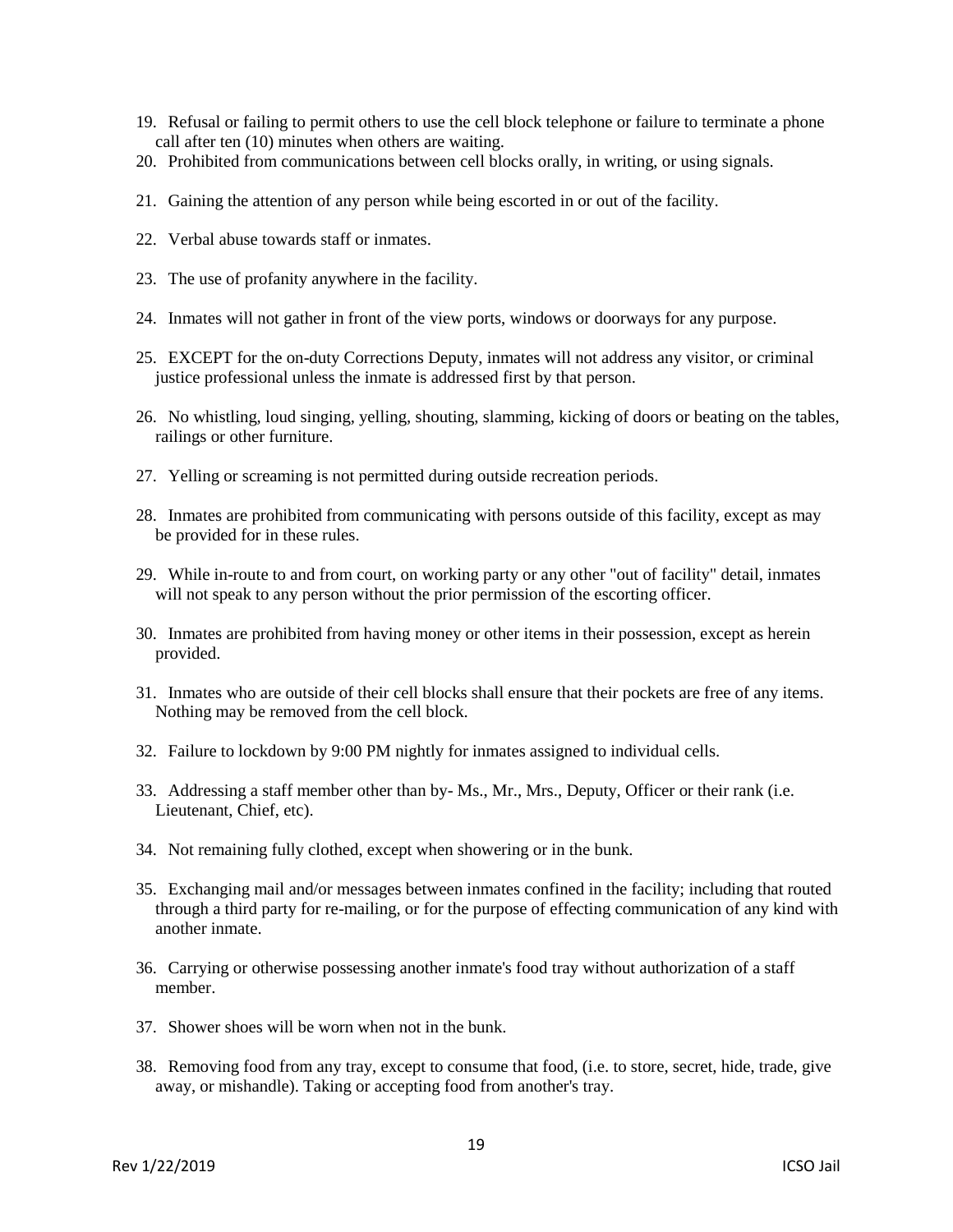19. Refusal or failing to permit others to use the cell block telephone or failure to terminate a phone call after ten (10) minutes when others are waiting.
20. Prohibited from communications between cell blocks orally, in writing, or using signals.
21. Gaining the attention of any person while being escorted in or out of the facility.
22. Verbal abuse towards staff or inmates.
23. The use of profanity anywhere in the facility.
24. Inmates will not gather in front of the view ports, windows or doorways for any purpose.
25. EXCEPT for the on-duty Corrections Deputy, inmates will not address any visitor, or criminal justice professional unless the inmate is addressed first by that person.
26. No whistling, loud singing, yelling, shouting, slamming, kicking of doors or beating on the tables, railings or other furniture.
27. Yelling or screaming is not permitted during outside recreation periods.
28. Inmates are prohibited from communicating with persons outside of this facility, except as may be provided for in these rules.
29. While in-route to and from court, on working party or any other "out of facility" detail, inmates will not speak to any person without the prior permission of the escorting officer.
30. Inmates are prohibited from having money or other items in their possession, except as herein provided.
31. Inmates who are outside of their cell blocks shall ensure that their pockets are free of any items. Nothing may be removed from the cell block.
32. Failure to lockdown by 9:00 PM nightly for inmates assigned to individual cells.
33. Addressing a staff member other than by- Ms., Mr., Mrs., Deputy, Officer or their rank (i.e. Lieutenant, Chief, etc).
34. Not remaining fully clothed, except when showering or in the bunk.
35. Exchanging mail and/or messages between inmates confined in the facility; including that routed through a third party for re-mailing, or for the purpose of effecting communication of any kind with another inmate.
36. Carrying or otherwise possessing another inmate's food tray without authorization of a staff member.
37. Shower shoes will be worn when not in the bunk.
38. Removing food from any tray, except to consume that food, (i.e. to store, secret, hide, trade, give away, or mishandle). Taking or accepting food from another's tray.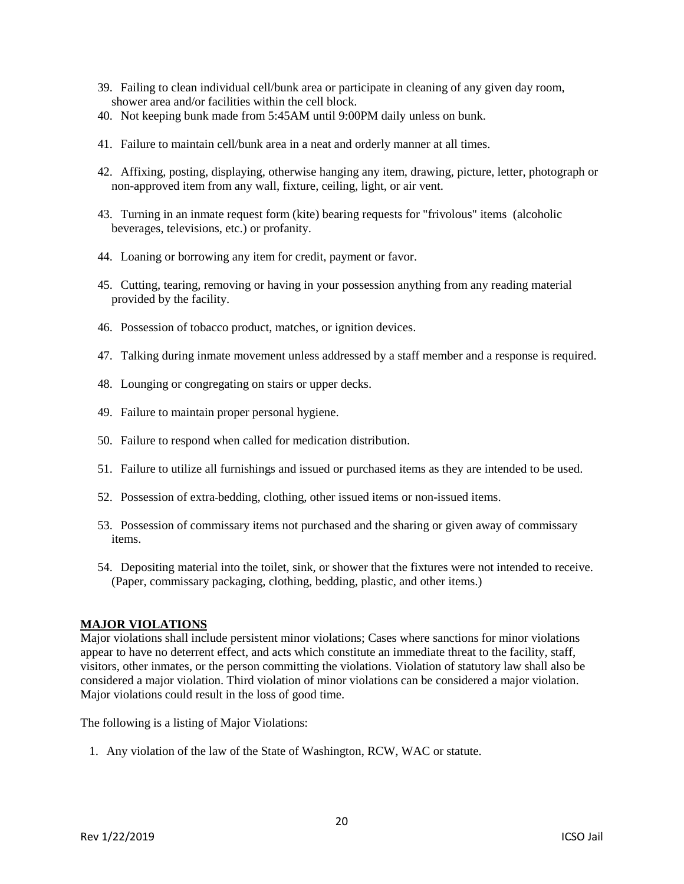39. Failing to clean individual cell/bunk area or participate in cleaning of any given day room, shower area and/or facilities within the cell block.

40. Not keeping bunk made from 5:45AM until 9:00PM daily unless on bunk.

41. Failure to maintain cell/bunk area in a neat and orderly manner at all times.

42. Affixing, posting, displaying, otherwise hanging any item, drawing, picture, letter, photograph or non-approved item from any wall, fixture, ceiling, light, or air vent.

43. Turning in an inmate request form (kite) bearing requests for "frivolous" items (alcoholic beverages, televisions, etc.) or profanity.

44. Loaning or borrowing any item for credit, payment or favor.

45. Cutting, tearing, removing or having in your possession anything from any reading material provided by the facility.

46. Possession of tobacco product, matches, or ignition devices.

47. Talking during inmate movement unless addressed by a staff member and a response is required.

48. Lounging or congregating on stairs or upper decks.

49. Failure to maintain proper personal hygiene.

50. Failure to respond when called for medication distribution.

51. Failure to utilize all furnishings and issued or purchased items as they are intended to be used.

52. Possession of extra-bedding, clothing, other issued items or non-issued items.

53. Possession of commissary items not purchased and the sharing or given away of commissary items.

54. Depositing material into the toilet, sink, or shower that the fixtures were not intended to receive. (Paper, commissary packaging, clothing, bedding, plastic, and other items.)

**MAJOR VIOLATIONS**

Major violations shall include persistent minor violations; Cases where sanctions for minor violations appear to have no deterrent effect, and acts which constitute an immediate threat to the facility, staff, visitors, other inmates, or the person committing the violations. Violation of statutory law shall also be considered a major violation. Third violation of minor violations can be considered a major violation. Major violations could result in the loss of good time.

The following is a listing of Major Violations:

1. Any violation of the law of the State of Washington, RCW, WAC or statute.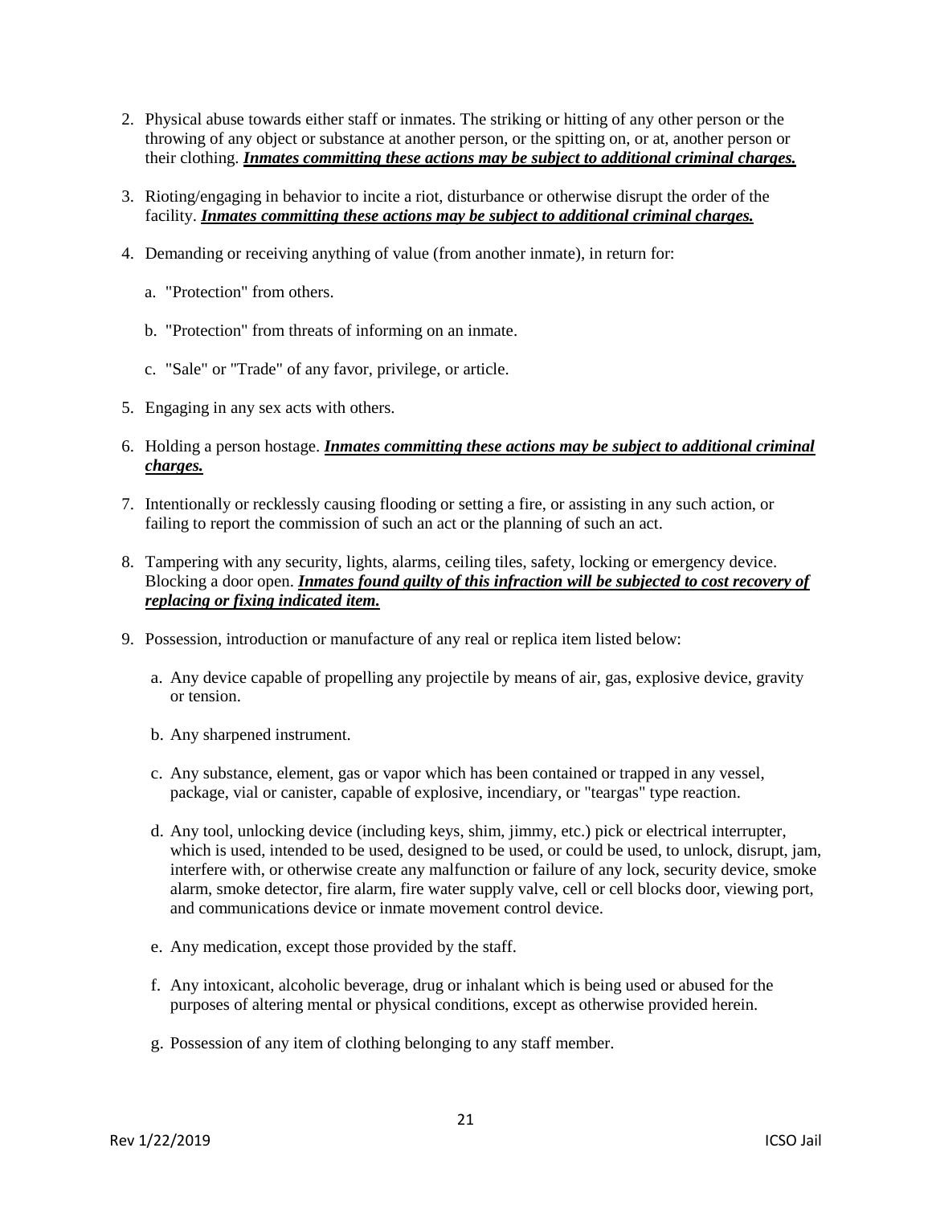2. Physical abuse towards either staff or inmates. The striking or hitting of any other person or the throwing of any object or substance at another person, or the spitting on, or at, another person or their clothing. ***<u>Inmates committing these actions may be subject to additional criminal charges.</u>***

3. Rioting/engaging in behavior to incite a riot, disturbance or otherwise disrupt the order of the facility. ***<u>Inmates committing these actions may be subject to additional criminal charges.</u>***

4. Demanding or receiving anything of value (from another inmate), in return for:

   a. "Protection" from others.

   b. "Protection" from threats of informing on an inmate.

   c. "Sale" or "Trade" of any favor, privilege, or article.

5. Engaging in any sex acts with others.

6. Holding a person hostage. ***<u>Inmates committing these actions may be subject to additional criminal charges.</u>***

7. Intentionally or recklessly causing flooding or setting a fire, or assisting in any such action, or failing to report the commission of such an act or the planning of such an act.

8. Tampering with any security, lights, alarms, ceiling tiles, safety, locking or emergency device. Blocking a door open. ***<u>Inmates found guilty of this infraction will be subjected to cost recovery of replacing or fixing indicated item.</u>***

9. Possession, introduction or manufacture of any real or replica item listed below:

   a. Any device capable of propelling any projectile by means of air, gas, explosive device, gravity or tension.

   b. Any sharpened instrument.

   c. Any substance, element, gas or vapor which has been contained or trapped in any vessel, package, vial or canister, capable of explosive, incendiary, or "teargas" type reaction.

   d. Any tool, unlocking device (including keys, shim, jimmy, etc.) pick or electrical interrupter, which is used, intended to be used, designed to be used, or could be used, to unlock, disrupt, jam, interfere with, or otherwise create any malfunction or failure of any lock, security device, smoke alarm, smoke detector, fire alarm, fire water supply valve, cell or cell blocks door, viewing port, and communications device or inmate movement control device.

   e. Any medication, except those provided by the staff.

   f. Any intoxicant, alcoholic beverage, drug or inhalant which is being used or abused for the purposes of altering mental or physical conditions, except as otherwise provided herein.

   g. Possession of any item of clothing belonging to any staff member.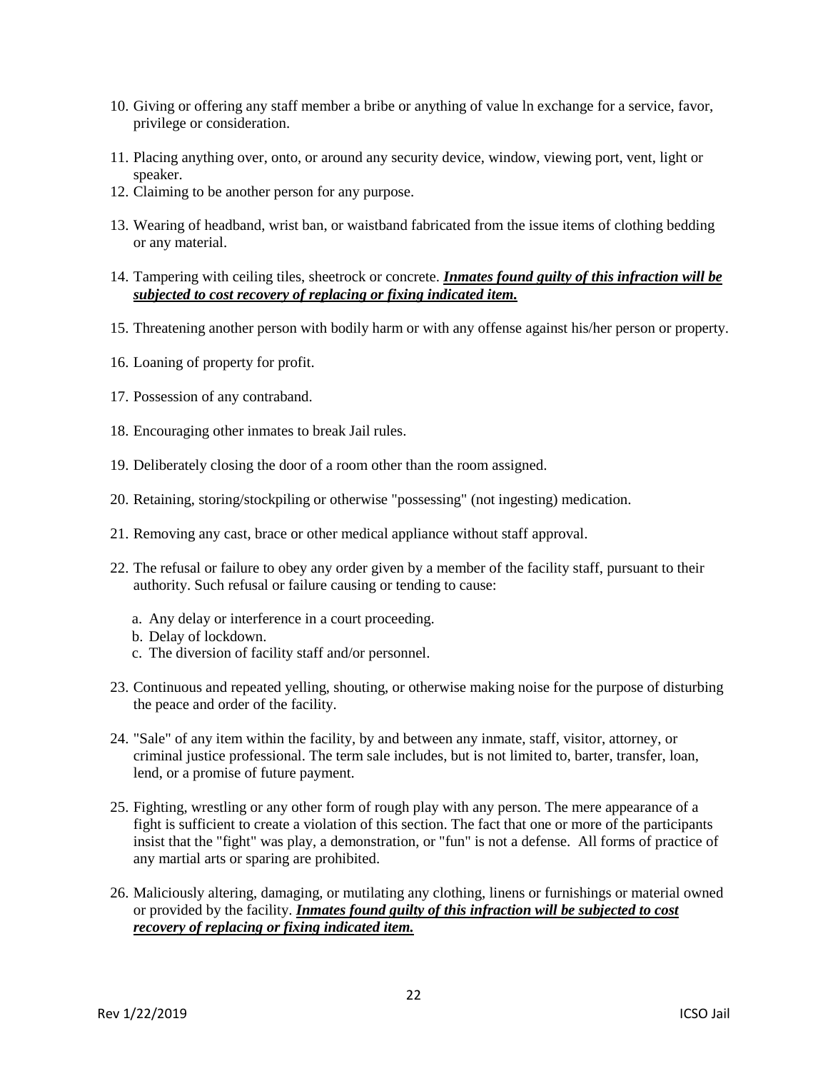10. Giving or offering any staff member a bribe or anything of value ln exchange for a service, favor, privilege or consideration.
11. Placing anything over, onto, or around any security device, window, viewing port, vent, light or speaker.
12. Claiming to be another person for any purpose.
13. Wearing of headband, wrist ban, or waistband fabricated from the issue items of clothing bedding or any material.
14. Tampering with ceiling tiles, sheetrock or concrete. ***<u>Inmates found guilty of this infraction will be subjected to cost recovery of replacing or fixing indicated item.</u>***
15. Threatening another person with bodily harm or with any offense against his/her person or property.
16. Loaning of property for profit.
17. Possession of any contraband.
18. Encouraging other inmates to break Jail rules.
19. Deliberately closing the door of a room other than the room assigned.
20. Retaining, storing/stockpiling or otherwise "possessing" (not ingesting) medication.
21. Removing any cast, brace or other medical appliance without staff approval.
22. The refusal or failure to obey any order given by a member of the facility staff, pursuant to their authority. Such refusal or failure causing or tending to cause:
    a. Any delay or interference in a court proceeding.
    b. Delay of lockdown.
    c. The diversion of facility staff and/or personnel.
23. Continuous and repeated yelling, shouting, or otherwise making noise for the purpose of disturbing the peace and order of the facility.
24. "Sale" of any item within the facility, by and between any inmate, staff, visitor, attorney, or criminal justice professional. The term sale includes, but is not limited to, barter, transfer, loan, lend, or a promise of future payment.
25. Fighting, wrestling or any other form of rough play with any person. The mere appearance of a fight is sufficient to create a violation of this section. The fact that one or more of the participants insist that the "fight" was play, a demonstration, or "fun" is not a defense. All forms of practice of any martial arts or sparing are prohibited.
26. Maliciously altering, damaging, or mutilating any clothing, linens or furnishings or material owned or provided by the facility. ***<u>Inmates found guilty of this infraction will be subjected to cost recovery of replacing or fixing indicated item.</u>***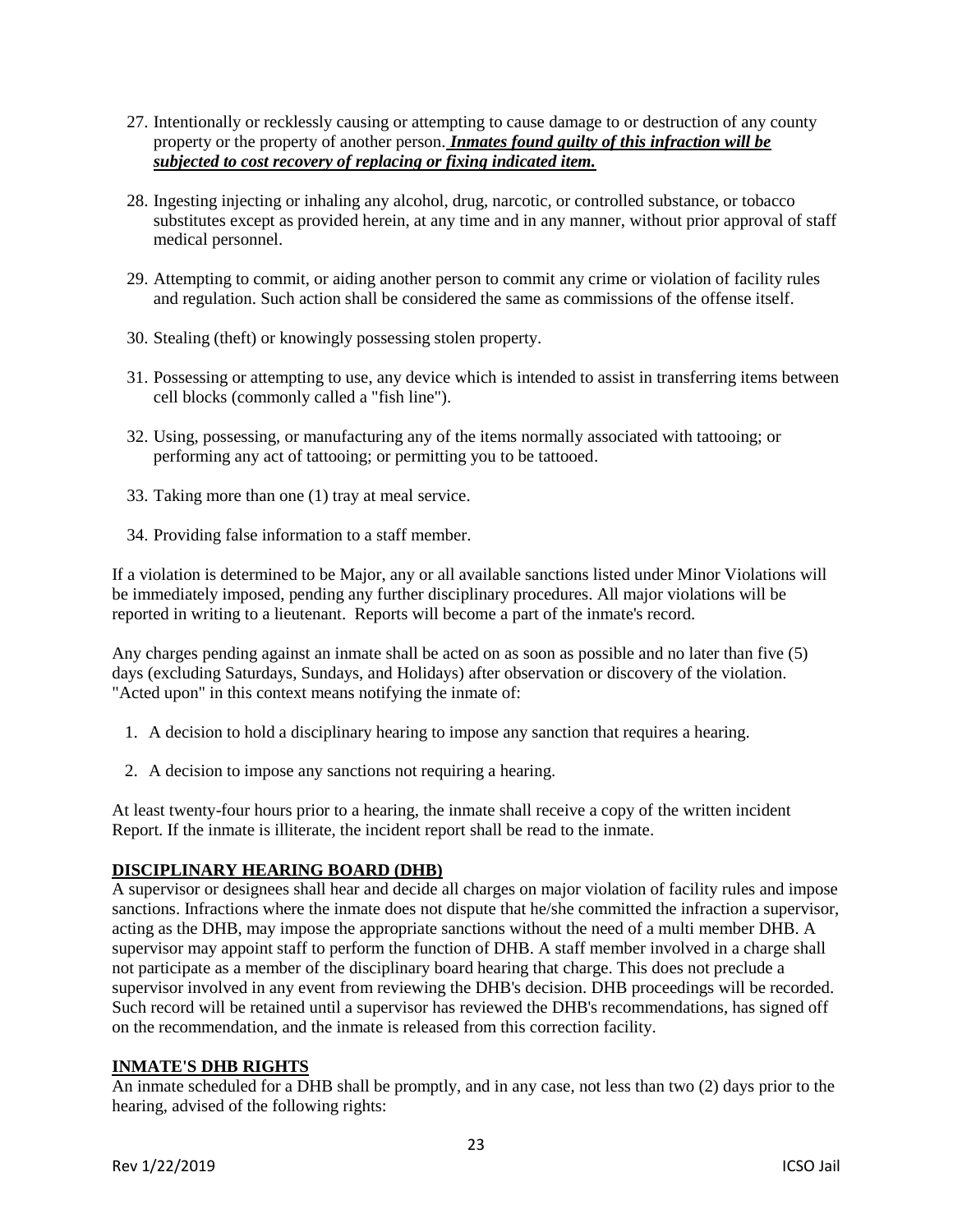27. Intentionally or recklessly causing or attempting to cause damage to or destruction of any county property or the property of another person. ***Inmates found guilty of this infraction will be subjected to cost recovery of replacing or fixing indicated item.***

28. Ingesting injecting or inhaling any alcohol, drug, narcotic, or controlled substance, or tobacco substitutes except as provided herein, at any time and in any manner, without prior approval of staff medical personnel.

29. Attempting to commit, or aiding another person to commit any crime or violation of facility rules and regulation. Such action shall be considered the same as commissions of the offense itself.

30. Stealing (theft) or knowingly possessing stolen property.

31. Possessing or attempting to use, any device which is intended to assist in transferring items between cell blocks (commonly called a "fish line").

32. Using, possessing, or manufacturing any of the items normally associated with tattooing; or performing any act of tattooing; or permitting you to be tattooed.

33. Taking more than one (1) tray at meal service.

34. Providing false information to a staff member.

If a violation is determined to be Major, any or all available sanctions listed under Minor Violations will be immediately imposed, pending any further disciplinary procedures. All major violations will be reported in writing to a lieutenant. Reports will become a part of the inmate's record.

Any charges pending against an inmate shall be acted on as soon as possible and no later than five (5) days (excluding Saturdays, Sundays, and Holidays) after observation or discovery of the violation. "Acted upon" in this context means notifying the inmate of:

1. A decision to hold a disciplinary hearing to impose any sanction that requires a hearing.
2. A decision to impose any sanctions not requiring a hearing.

At least twenty-four hours prior to a hearing, the inmate shall receive a copy of the written incident Report. If the inmate is illiterate, the incident report shall be read to the inmate.

## DISCIPLINARY HEARING BOARD (DHB)

A supervisor or designees shall hear and decide all charges on major violation of facility rules and impose sanctions. Infractions where the inmate does not dispute that he/she committed the infraction a supervisor, acting as the DHB, may impose the appropriate sanctions without the need of a multi member DHB. A supervisor may appoint staff to perform the function of DHB. A staff member involved in a charge shall not participate as a member of the disciplinary board hearing that charge. This does not preclude a supervisor involved in any event from reviewing the DHB's decision. DHB proceedings will be recorded. Such record will be retained until a supervisor has reviewed the DHB's recommendations, has signed off on the recommendation, and the inmate is released from this correction facility.

## INMATE'S DHB RIGHTS

An inmate scheduled for a DHB shall be promptly, and in any case, not less than two (2) days prior to the hearing, advised of the following rights: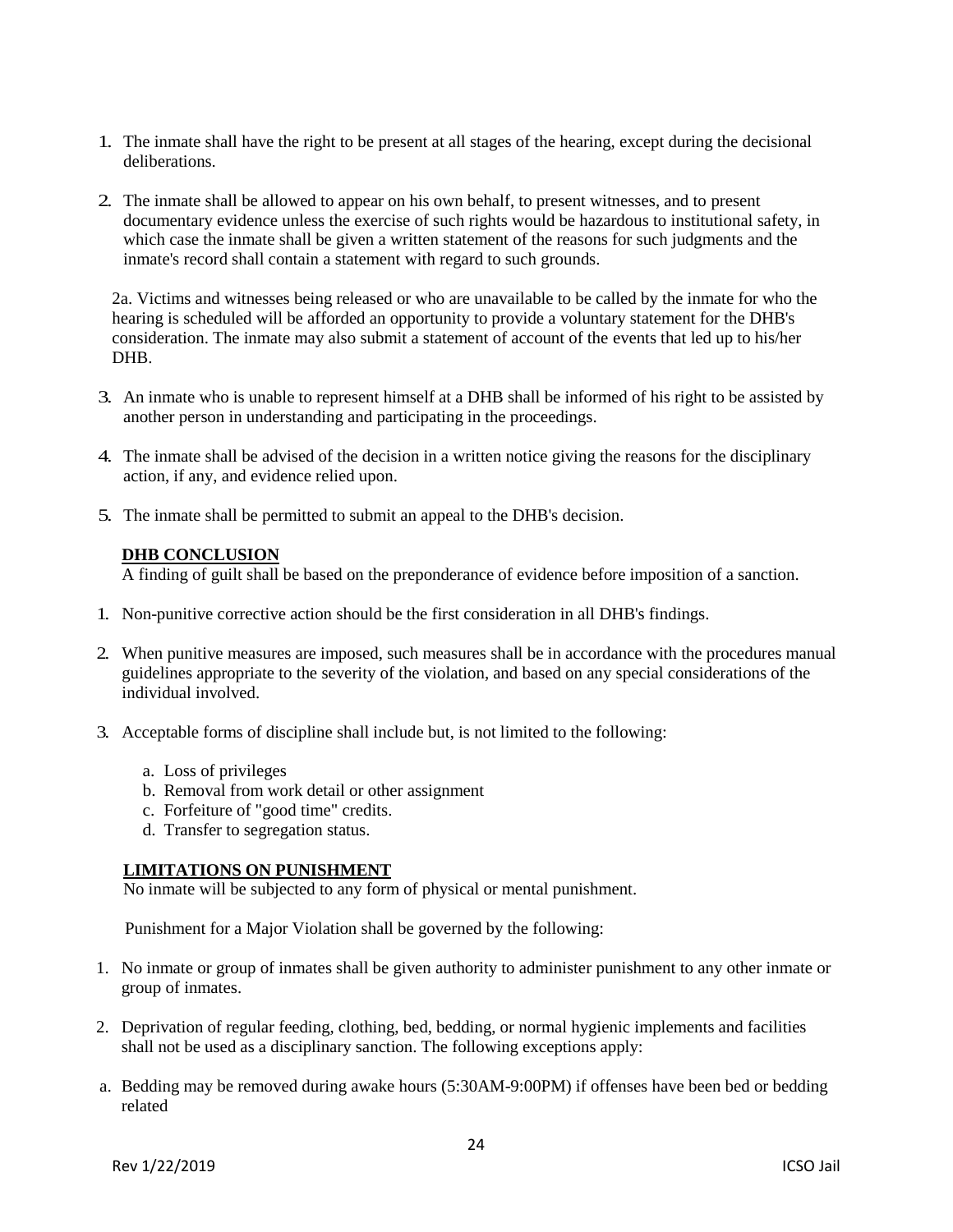1. The inmate shall have the right to be present at all stages of the hearing, except during the decisional deliberations.

2. The inmate shall be allowed to appear on his own behalf, to present witnesses, and to present documentary evidence unless the exercise of such rights would be hazardous to institutional safety, in which case the inmate shall be given a written statement of the reasons for such judgments and the inmate's record shall contain a statement with regard to such grounds.

   2a. Victims and witnesses being released or who are unavailable to be called by the inmate for who the hearing is scheduled will be afforded an opportunity to provide a voluntary statement for the DHB's consideration. The inmate may also submit a statement of account of the events that led up to his/her DHB.

3. An inmate who is unable to represent himself at a DHB shall be informed of his right to be assisted by another person in understanding and participating in the proceedings.

4. The inmate shall be advised of the decision in a written notice giving the reasons for the disciplinary action, if any, and evidence relied upon.

5. The inmate shall be permitted to submit an appeal to the DHB's decision.

**DHB CONCLUSION**

A finding of guilt shall be based on the preponderance of evidence before imposition of a sanction.

1. Non-punitive corrective action should be the first consideration in all DHB's findings.

2. When punitive measures are imposed, such measures shall be in accordance with the procedures manual guidelines appropriate to the severity of the violation, and based on any special considerations of the individual involved.

3. Acceptable forms of discipline shall include but, is not limited to the following:

   a. Loss of privileges
   b. Removal from work detail or other assignment
   c. Forfeiture of "good time" credits.
   d. Transfer to segregation status.

**LIMITATIONS ON PUNISHMENT**

No inmate will be subjected to any form of physical or mental punishment.

Punishment for a Major Violation shall be governed by the following:

1. No inmate or group of inmates shall be given authority to administer punishment to any other inmate or group of inmates.

2. Deprivation of regular feeding, clothing, bed, bedding, or normal hygienic implements and facilities shall not be used as a disciplinary sanction. The following exceptions apply:

a. Bedding may be removed during awake hours (5:30AM-9:00PM) if offenses have been bed or bedding related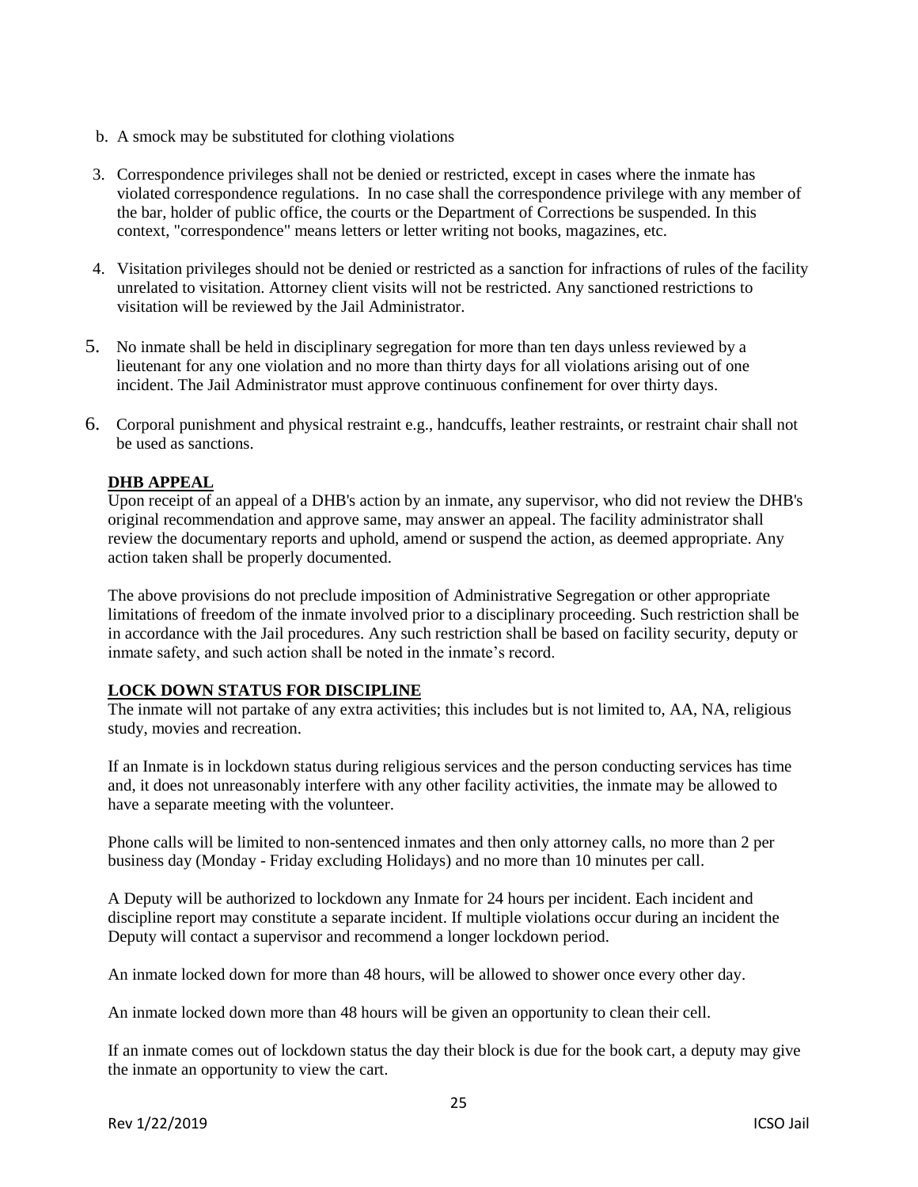b. A smock may be substituted for clothing violations

3. Correspondence privileges shall not be denied or restricted, except in cases where the inmate has violated correspondence regulations. In no case shall the correspondence privilege with any member of the bar, holder of public office, the courts or the Department of Corrections be suspended. In this context, "correspondence" means letters or letter writing not books, magazines, etc.

4. Visitation privileges should not be denied or restricted as a sanction for infractions of rules of the facility unrelated to visitation. Attorney client visits will not be restricted. Any sanctioned restrictions to visitation will be reviewed by the Jail Administrator.

5. No inmate shall be held in disciplinary segregation for more than ten days unless reviewed by a lieutenant for any one violation and no more than thirty days for all violations arising out of one incident. The Jail Administrator must approve continuous confinement for over thirty days.

6. Corporal punishment and physical restraint e.g., handcuffs, leather restraints, or restraint chair shall not be used as sanctions.

**DHB APPEAL**

Upon receipt of an appeal of a DHB's action by an inmate, any supervisor, who did not review the DHB's original recommendation and approve same, may answer an appeal. The facility administrator shall review the documentary reports and uphold, amend or suspend the action, as deemed appropriate. Any action taken shall be properly documented.

The above provisions do not preclude imposition of Administrative Segregation or other appropriate limitations of freedom of the inmate involved prior to a disciplinary proceeding. Such restriction shall be in accordance with the Jail procedures. Any such restriction shall be based on facility security, deputy or inmate safety, and such action shall be noted in the inmate's record.

**LOCK DOWN STATUS FOR DISCIPLINE**

The inmate will not partake of any extra activities; this includes but is not limited to, AA, NA, religious study, movies and recreation.

If an Inmate is in lockdown status during religious services and the person conducting services has time and, it does not unreasonably interfere with any other facility activities, the inmate may be allowed to have a separate meeting with the volunteer.

Phone calls will be limited to non-sentenced inmates and then only attorney calls, no more than 2 per business day (Monday - Friday excluding Holidays) and no more than 10 minutes per call.

A Deputy will be authorized to lockdown any Inmate for 24 hours per incident. Each incident and discipline report may constitute a separate incident. If multiple violations occur during an incident the Deputy will contact a supervisor and recommend a longer lockdown period.

An inmate locked down for more than 48 hours, will be allowed to shower once every other day.

An inmate locked down more than 48 hours will be given an opportunity to clean their cell.

If an inmate comes out of lockdown status the day their block is due for the book cart, a deputy may give the inmate an opportunity to view the cart.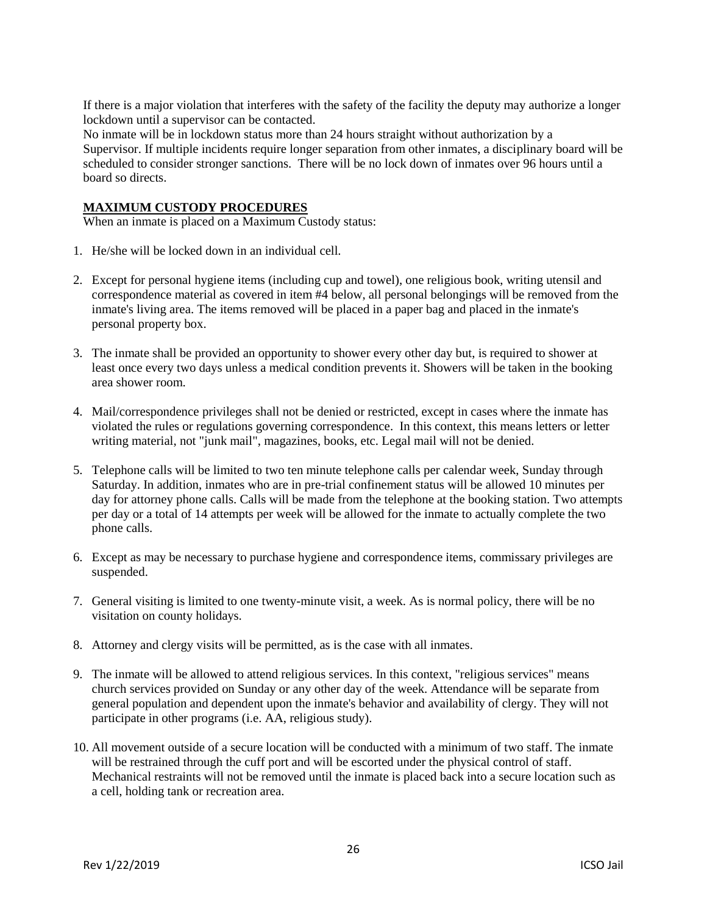If there is a major violation that interferes with the safety of the facility the deputy may authorize a longer lockdown until a supervisor can be contacted.

No inmate will be in lockdown status more than 24 hours straight without authorization by a Supervisor. If multiple incidents require longer separation from other inmates, a disciplinary board will be scheduled to consider stronger sanctions. There will be no lock down of inmates over 96 hours until a board so directs.

**MAXIMUM CUSTODY PROCEDURES**

When an inmate is placed on a Maximum Custody status:

1. He/she will be locked down in an individual cell.

2. Except for personal hygiene items (including cup and towel), one religious book, writing utensil and correspondence material as covered in item #4 below, all personal belongings will be removed from the inmate's living area. The items removed will be placed in a paper bag and placed in the inmate's personal property box.

3. The inmate shall be provided an opportunity to shower every other day but, is required to shower at least once every two days unless a medical condition prevents it. Showers will be taken in the booking area shower room.

4. Mail/correspondence privileges shall not be denied or restricted, except in cases where the inmate has violated the rules or regulations governing correspondence. In this context, this means letters or letter writing material, not "junk mail", magazines, books, etc. Legal mail will not be denied.

5. Telephone calls will be limited to two ten minute telephone calls per calendar week, Sunday through Saturday. In addition, inmates who are in pre-trial confinement status will be allowed 10 minutes per day for attorney phone calls. Calls will be made from the telephone at the booking station. Two attempts per day or a total of 14 attempts per week will be allowed for the inmate to actually complete the two phone calls.

6. Except as may be necessary to purchase hygiene and correspondence items, commissary privileges are suspended.

7. General visiting is limited to one twenty-minute visit, a week. As is normal policy, there will be no visitation on county holidays.

8. Attorney and clergy visits will be permitted, as is the case with all inmates.

9. The inmate will be allowed to attend religious services. In this context, "religious services" means church services provided on Sunday or any other day of the week. Attendance will be separate from general population and dependent upon the inmate's behavior and availability of clergy. They will not participate in other programs (i.e. AA, religious study).

10. All movement outside of a secure location will be conducted with a minimum of two staff. The inmate will be restrained through the cuff port and will be escorted under the physical control of staff. Mechanical restraints will not be removed until the inmate is placed back into a secure location such as a cell, holding tank or recreation area.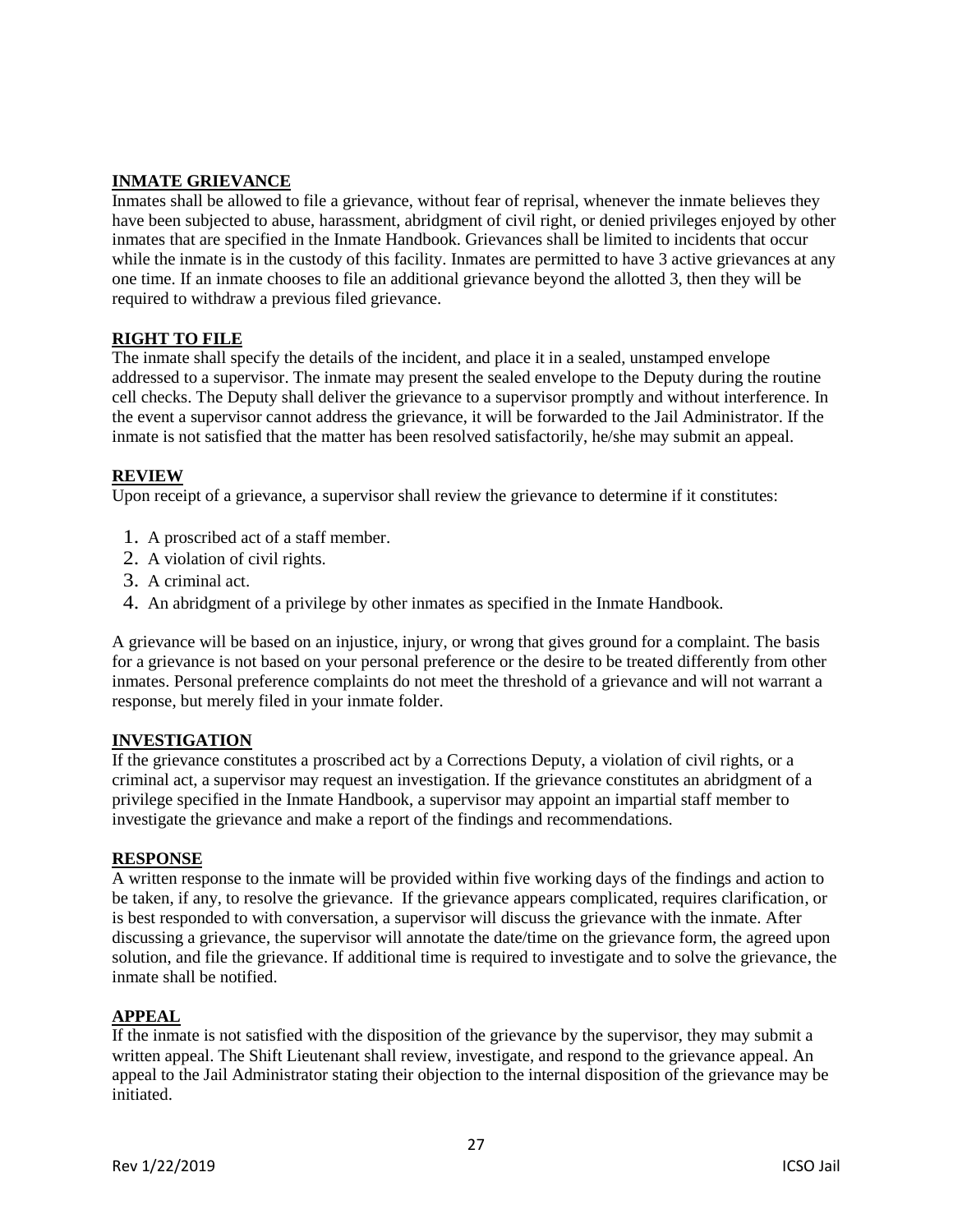## INMATE GRIEVANCE

Inmates shall be allowed to file a grievance, without fear of reprisal, whenever the inmate believes they have been subjected to abuse, harassment, abridgment of civil right, or denied privileges enjoyed by other inmates that are specified in the Inmate Handbook. Grievances shall be limited to incidents that occur while the inmate is in the custody of this facility. Inmates are permitted to have 3 active grievances at any one time. If an inmate chooses to file an additional grievance beyond the allotted 3, then they will be required to withdraw a previous filed grievance.

## RIGHT TO FILE

The inmate shall specify the details of the incident, and place it in a sealed, unstamped envelope addressed to a supervisor. The inmate may present the sealed envelope to the Deputy during the routine cell checks. The Deputy shall deliver the grievance to a supervisor promptly and without interference. In the event a supervisor cannot address the grievance, it will be forwarded to the Jail Administrator. If the inmate is not satisfied that the matter has been resolved satisfactorily, he/she may submit an appeal.

## REVIEW

Upon receipt of a grievance, a supervisor shall review the grievance to determine if it constitutes:

1. A proscribed act of a staff member.
2. A violation of civil rights.
3. A criminal act.
4. An abridgment of a privilege by other inmates as specified in the Inmate Handbook.

A grievance will be based on an injustice, injury, or wrong that gives ground for a complaint. The basis for a grievance is not based on your personal preference or the desire to be treated differently from other inmates. Personal preference complaints do not meet the threshold of a grievance and will not warrant a response, but merely filed in your inmate folder.

## INVESTIGATION

If the grievance constitutes a proscribed act by a Corrections Deputy, a violation of civil rights, or a criminal act, a supervisor may request an investigation. If the grievance constitutes an abridgment of a privilege specified in the Inmate Handbook, a supervisor may appoint an impartial staff member to investigate the grievance and make a report of the findings and recommendations.

## RESPONSE

A written response to the inmate will be provided within five working days of the findings and action to be taken, if any, to resolve the grievance. If the grievance appears complicated, requires clarification, or is best responded to with conversation, a supervisor will discuss the grievance with the inmate. After discussing a grievance, the supervisor will annotate the date/time on the grievance form, the agreed upon solution, and file the grievance. If additional time is required to investigate and to solve the grievance, the inmate shall be notified.

## APPEAL

If the inmate is not satisfied with the disposition of the grievance by the supervisor, they may submit a written appeal. The Shift Lieutenant shall review, investigate, and respond to the grievance appeal. An appeal to the Jail Administrator stating their objection to the internal disposition of the grievance may be initiated.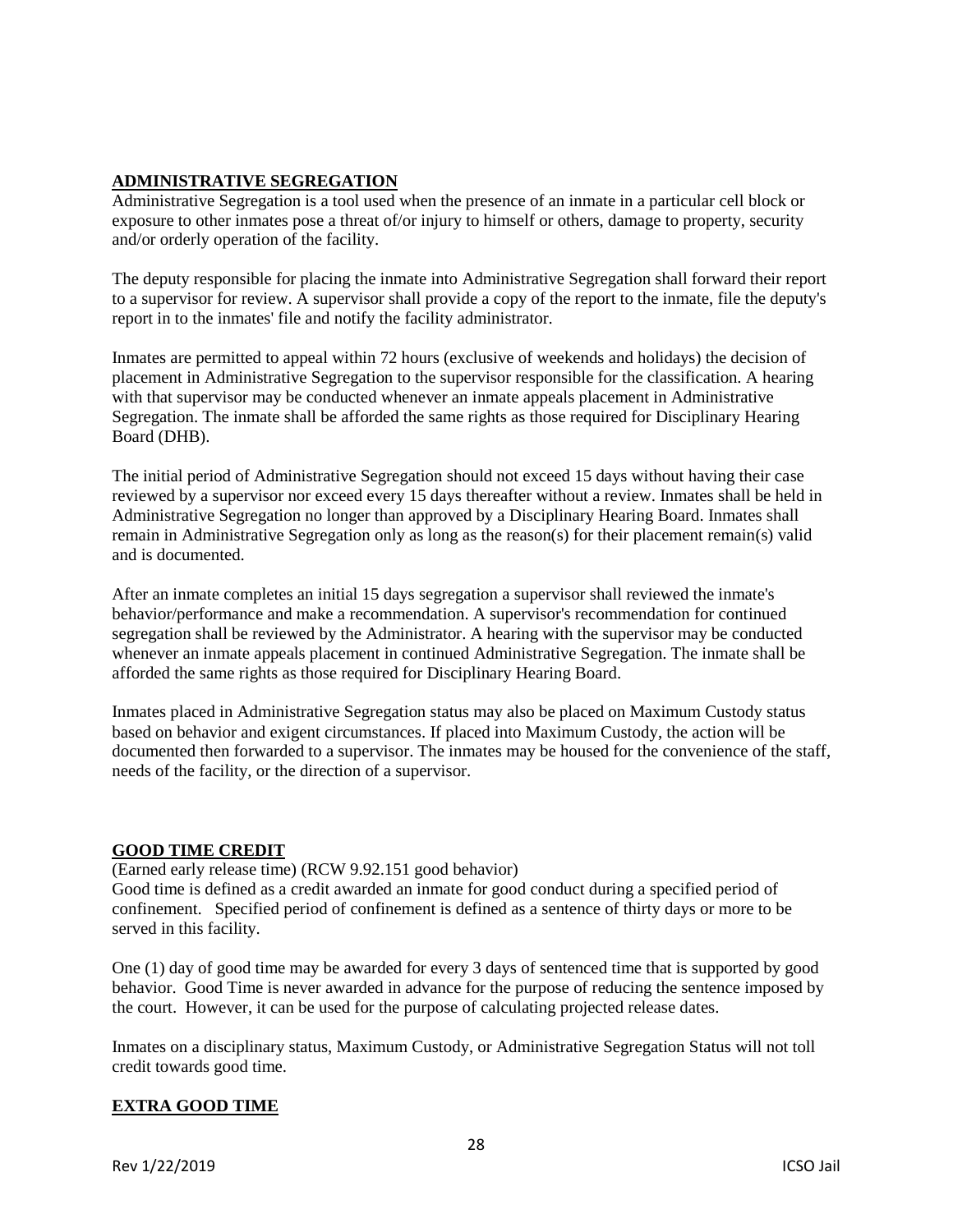## ADMINISTRATIVE SEGREGATION

Administrative Segregation is a tool used when the presence of an inmate in a particular cell block or exposure to other inmates pose a threat of/or injury to himself or others, damage to property, security and/or orderly operation of the facility.

The deputy responsible for placing the inmate into Administrative Segregation shall forward their report to a supervisor for review. A supervisor shall provide a copy of the report to the inmate, file the deputy's report in to the inmates' file and notify the facility administrator.

Inmates are permitted to appeal within 72 hours (exclusive of weekends and holidays) the decision of placement in Administrative Segregation to the supervisor responsible for the classification. A hearing with that supervisor may be conducted whenever an inmate appeals placement in Administrative Segregation. The inmate shall be afforded the same rights as those required for Disciplinary Hearing Board (DHB).

The initial period of Administrative Segregation should not exceed 15 days without having their case reviewed by a supervisor nor exceed every 15 days thereafter without a review. Inmates shall be held in Administrative Segregation no longer than approved by a Disciplinary Hearing Board. Inmates shall remain in Administrative Segregation only as long as the reason(s) for their placement remain(s) valid and is documented.

After an inmate completes an initial 15 days segregation a supervisor shall reviewed the inmate's behavior/performance and make a recommendation. A supervisor's recommendation for continued segregation shall be reviewed by the Administrator. A hearing with the supervisor may be conducted whenever an inmate appeals placement in continued Administrative Segregation. The inmate shall be afforded the same rights as those required for Disciplinary Hearing Board.

Inmates placed in Administrative Segregation status may also be placed on Maximum Custody status based on behavior and exigent circumstances. If placed into Maximum Custody, the action will be documented then forwarded to a supervisor. The inmates may be housed for the convenience of the staff, needs of the facility, or the direction of a supervisor.

## GOOD TIME CREDIT

(Earned early release time) (RCW 9.92.151 good behavior)
Good time is defined as a credit awarded an inmate for good conduct during a specified period of confinement. Specified period of confinement is defined as a sentence of thirty days or more to be served in this facility.

One (1) day of good time may be awarded for every 3 days of sentenced time that is supported by good behavior. Good Time is never awarded in advance for the purpose of reducing the sentence imposed by the court. However, it can be used for the purpose of calculating projected release dates.

Inmates on a disciplinary status, Maximum Custody, or Administrative Segregation Status will not toll credit towards good time.

## EXTRA GOOD TIME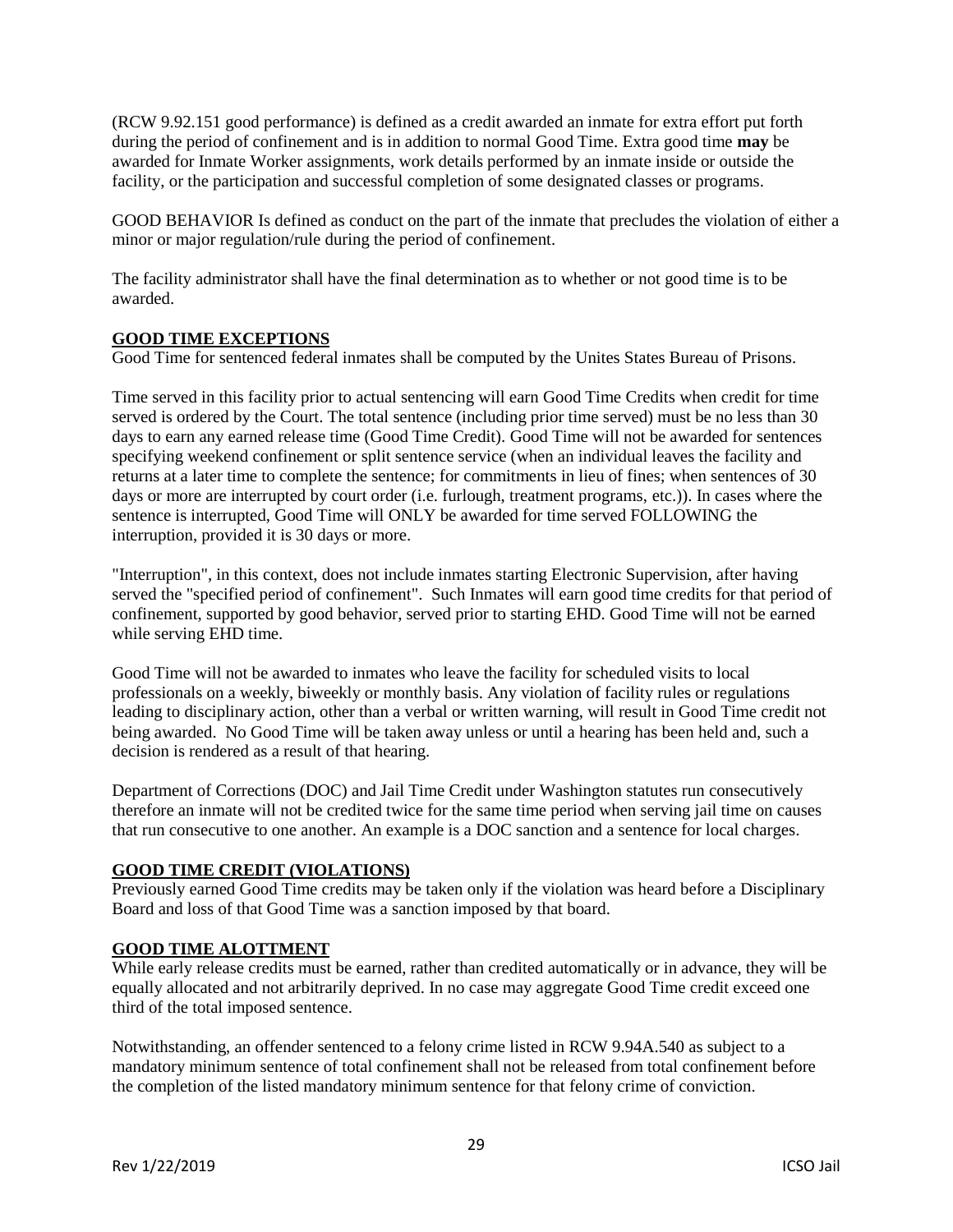(RCW 9.92.151 good performance) is defined as a credit awarded an inmate for extra effort put forth during the period of confinement and is in addition to normal Good Time. Extra good time **may** be awarded for Inmate Worker assignments, work details performed by an inmate inside or outside the facility, or the participation and successful completion of some designated classes or programs.

GOOD BEHAVIOR Is defined as conduct on the part of the inmate that precludes the violation of either a minor or major regulation/rule during the period of confinement.

The facility administrator shall have the final determination as to whether or not good time is to be awarded.

**GOOD TIME EXCEPTIONS**

Good Time for sentenced federal inmates shall be computed by the Unites States Bureau of Prisons.

Time served in this facility prior to actual sentencing will earn Good Time Credits when credit for time served is ordered by the Court. The total sentence (including prior time served) must be no less than 30 days to earn any earned release time (Good Time Credit). Good Time will not be awarded for sentences specifying weekend confinement or split sentence service (when an individual leaves the facility and returns at a later time to complete the sentence; for commitments in lieu of fines; when sentences of 30 days or more are interrupted by court order (i.e. furlough, treatment programs, etc.)). In cases where the sentence is interrupted, Good Time will ONLY be awarded for time served FOLLOWING the interruption, provided it is 30 days or more.

"Interruption", in this context, does not include inmates starting Electronic Supervision, after having served the "specified period of confinement". Such Inmates will earn good time credits for that period of confinement, supported by good behavior, served prior to starting EHD. Good Time will not be earned while serving EHD time.

Good Time will not be awarded to inmates who leave the facility for scheduled visits to local professionals on a weekly, biweekly or monthly basis. Any violation of facility rules or regulations leading to disciplinary action, other than a verbal or written warning, will result in Good Time credit not being awarded. No Good Time will be taken away unless or until a hearing has been held and, such a decision is rendered as a result of that hearing.

Department of Corrections (DOC) and Jail Time Credit under Washington statutes run consecutively therefore an inmate will not be credited twice for the same time period when serving jail time on causes that run consecutive to one another. An example is a DOC sanction and a sentence for local charges.

**GOOD TIME CREDIT (VIOLATIONS)**

Previously earned Good Time credits may be taken only if the violation was heard before a Disciplinary Board and loss of that Good Time was a sanction imposed by that board.

**GOOD TIME ALOTTMENT**

While early release credits must be earned, rather than credited automatically or in advance, they will be equally allocated and not arbitrarily deprived. In no case may aggregate Good Time credit exceed one third of the total imposed sentence.

Notwithstanding, an offender sentenced to a felony crime listed in RCW 9.94A.540 as subject to a mandatory minimum sentence of total confinement shall not be released from total confinement before the completion of the listed mandatory minimum sentence for that felony crime of conviction.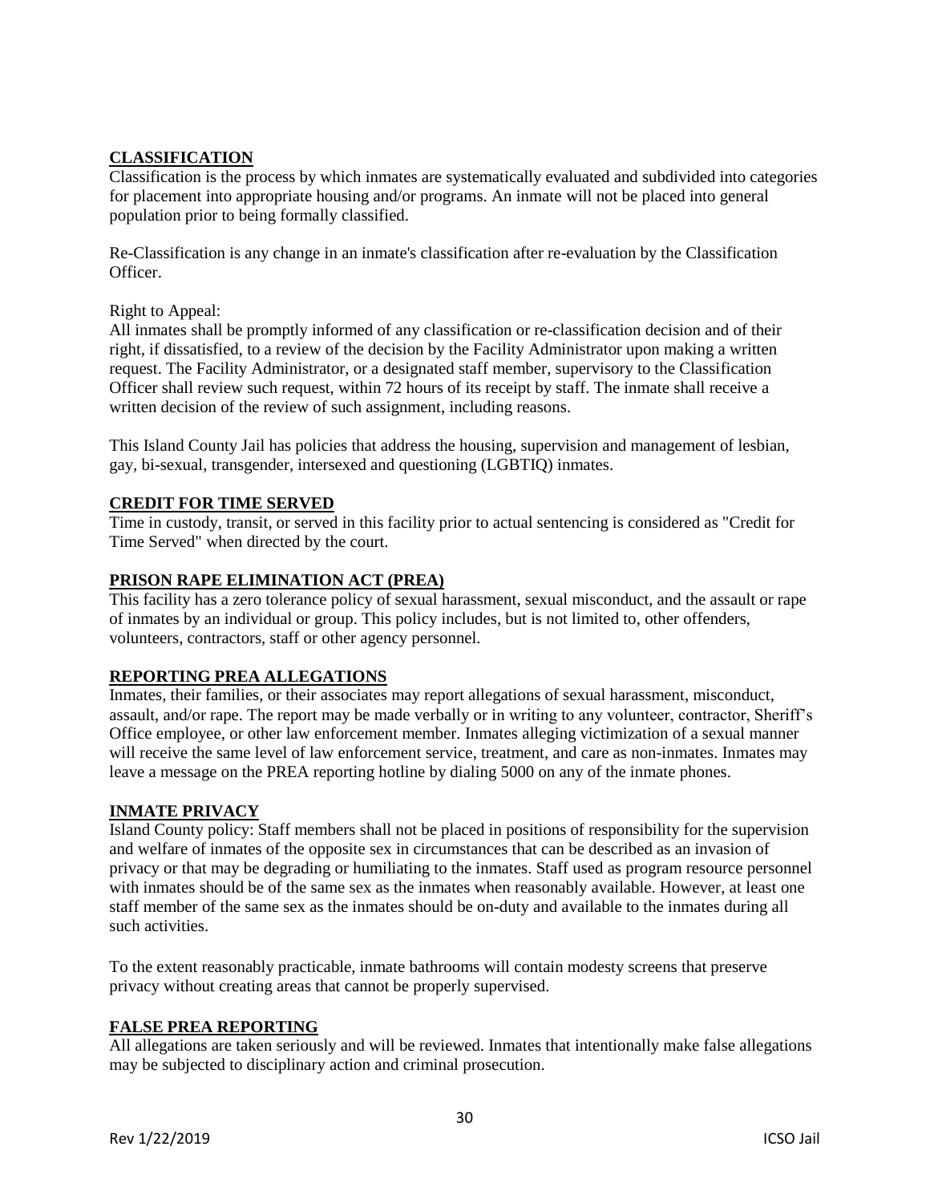## CLASSIFICATION

Classification is the process by which inmates are systematically evaluated and subdivided into categories for placement into appropriate housing and/or programs. An inmate will not be placed into general population prior to being formally classified.

Re-Classification is any change in an inmate's classification after re-evaluation by the Classification Officer.

Right to Appeal:
All inmates shall be promptly informed of any classification or re-classification decision and of their right, if dissatisfied, to a review of the decision by the Facility Administrator upon making a written request. The Facility Administrator, or a designated staff member, supervisory to the Classification Officer shall review such request, within 72 hours of its receipt by staff. The inmate shall receive a written decision of the review of such assignment, including reasons.

This Island County Jail has policies that address the housing, supervision and management of lesbian, gay, bi-sexual, transgender, intersexed and questioning (LGBTIQ) inmates.

## CREDIT FOR TIME SERVED

Time in custody, transit, or served in this facility prior to actual sentencing is considered as "Credit for Time Served" when directed by the court.

## PRISON RAPE ELIMINATION ACT (PREA)

This facility has a zero tolerance policy of sexual harassment, sexual misconduct, and the assault or rape of inmates by an individual or group. This policy includes, but is not limited to, other offenders, volunteers, contractors, staff or other agency personnel.

## REPORTING PREA ALLEGATIONS

Inmates, their families, or their associates may report allegations of sexual harassment, misconduct, assault, and/or rape. The report may be made verbally or in writing to any volunteer, contractor, Sheriff's Office employee, or other law enforcement member. Inmates alleging victimization of a sexual manner will receive the same level of law enforcement service, treatment, and care as non-inmates. Inmates may leave a message on the PREA reporting hotline by dialing 5000 on any of the inmate phones.

## INMATE PRIVACY

Island County policy: Staff members shall not be placed in positions of responsibility for the supervision and welfare of inmates of the opposite sex in circumstances that can be described as an invasion of privacy or that may be degrading or humiliating to the inmates. Staff used as program resource personnel with inmates should be of the same sex as the inmates when reasonably available. However, at least one staff member of the same sex as the inmates should be on-duty and available to the inmates during all such activities.

To the extent reasonably practicable, inmate bathrooms will contain modesty screens that preserve privacy without creating areas that cannot be properly supervised.

## FALSE PREA REPORTING

All allegations are taken seriously and will be reviewed. Inmates that intentionally make false allegations may be subjected to disciplinary action and criminal prosecution.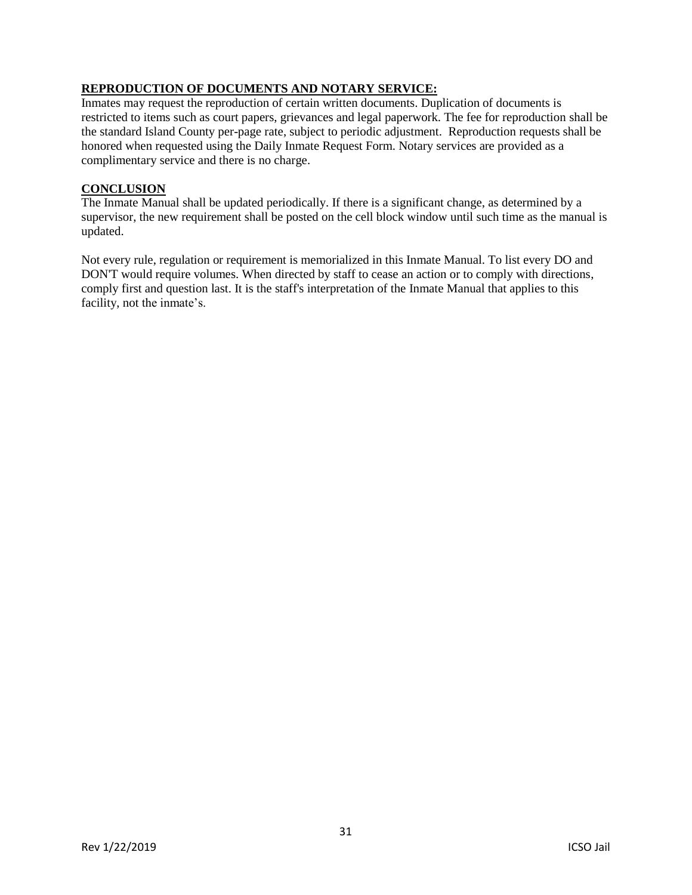## REPRODUCTION OF DOCUMENTS AND NOTARY SERVICE:

Inmates may request the reproduction of certain written documents. Duplication of documents is restricted to items such as court papers, grievances and legal paperwork. The fee for reproduction shall be the standard Island County per-page rate, subject to periodic adjustment. Reproduction requests shall be honored when requested using the Daily Inmate Request Form. Notary services are provided as a complimentary service and there is no charge.

## CONCLUSION

The Inmate Manual shall be updated periodically. If there is a significant change, as determined by a supervisor, the new requirement shall be posted on the cell block window until such time as the manual is updated.

Not every rule, regulation or requirement is memorialized in this Inmate Manual. To list every DO and DON'T would require volumes. When directed by staff to cease an action or to comply with directions, comply first and question last. It is the staff's interpretation of the Inmate Manual that applies to this facility, not the inmate's.